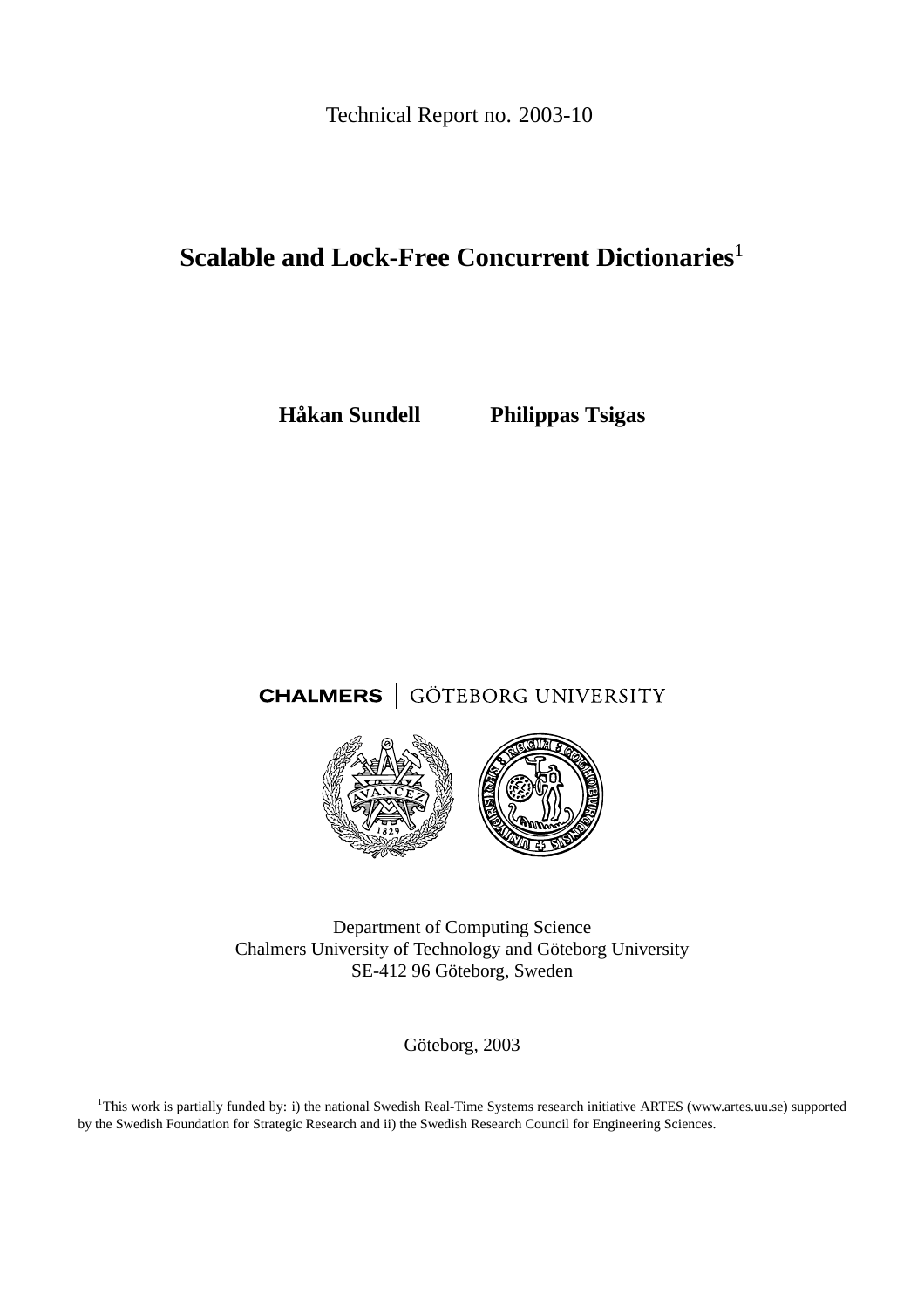Technical Report no. 2003-10

# Scalable and Lock-Free Concurrent Dictionaries[1]

**Håkan Sundell** **Philippas Tsigas**

CHALMERS | GÖTEBORG UNIVERSITY

Department of Computing Science
Chalmers University of Technology and Göteborg University
SE-412 96 Göteborg, Sweden

Göteborg, 2003

[1]This work is partially funded by: i) the national Swedish Real-Time Systems research initiative ARTES (www.artes.uu.se) supported by the Swedish Foundation for Strategic Research and ii) the Swedish Research Council for Engineering Sciences.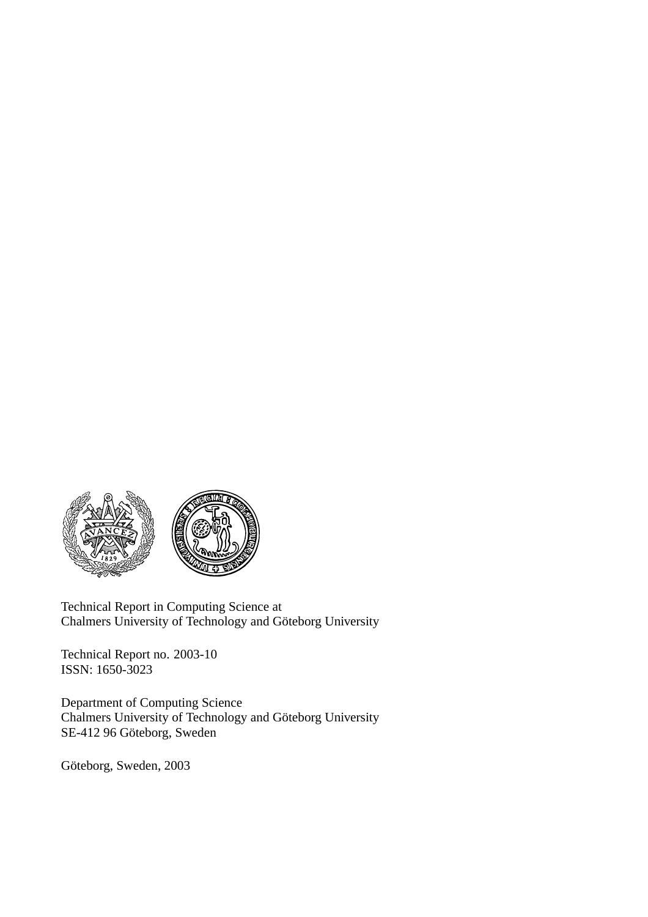Technical Report in Computing Science at
Chalmers University of Technology and Göteborg University

Technical Report no. 2003-10
ISSN: 1650-3023

Department of Computing Science
Chalmers University of Technology and Göteborg University
SE-412 96 Göteborg, Sweden

Göteborg, Sweden, 2003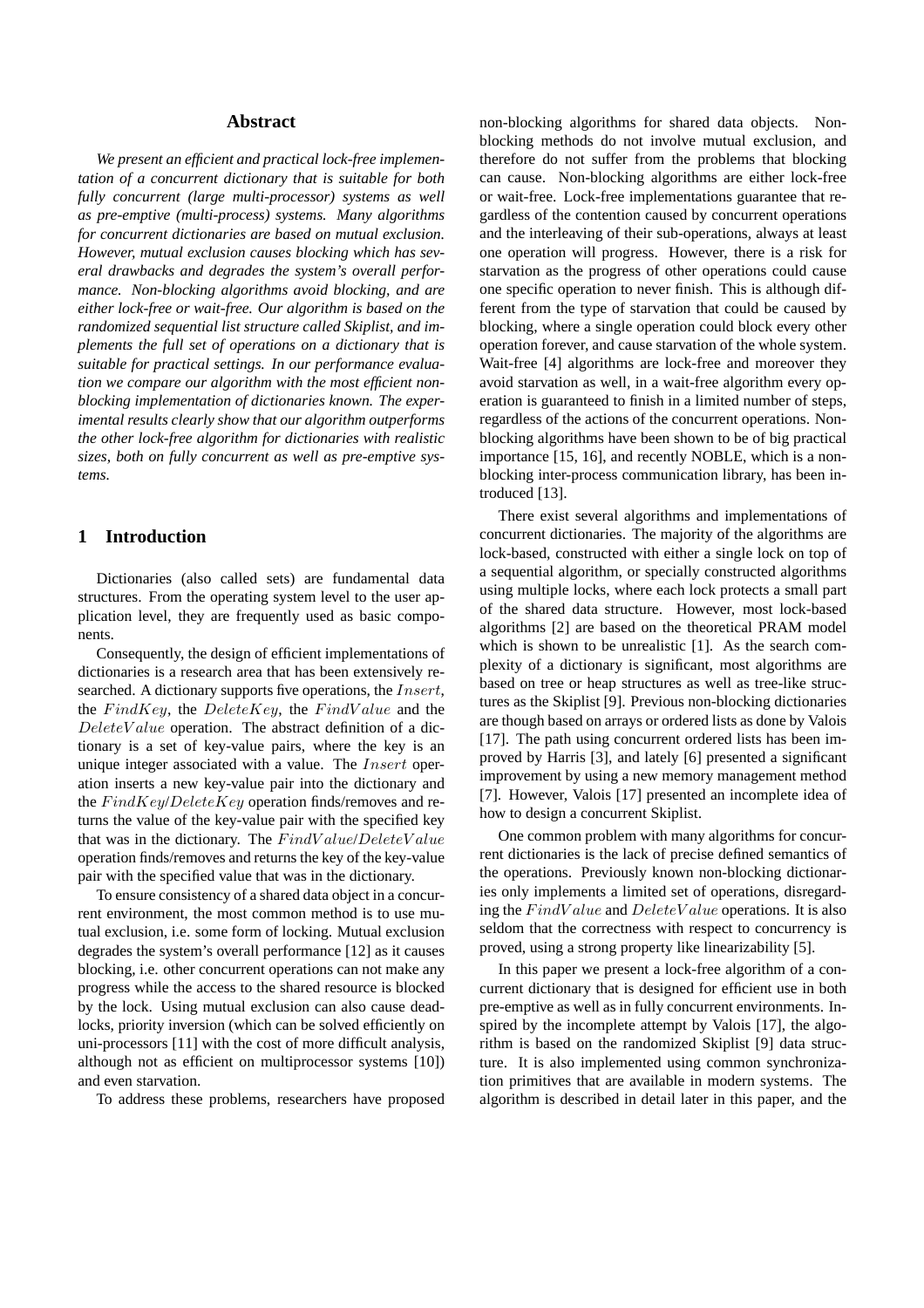## Abstract

*We present an efficient and practical lock-free implementation of a concurrent dictionary that is suitable for both fully concurrent (large multi-processor) systems as well as pre-emptive (multi-process) systems. Many algorithms for concurrent dictionaries are based on mutual exclusion. However, mutual exclusion causes blocking which has several drawbacks and degrades the system's overall performance. Non-blocking algorithms avoid blocking, and are either lock-free or wait-free. Our algorithm is based on the randomized sequential list structure called Skiplist, and implements the full set of operations on a dictionary that is suitable for practical settings. In our performance evaluation we compare our algorithm with the most efficient non-blocking implementation of dictionaries known. The experimental results clearly show that our algorithm outperforms the other lock-free algorithm for dictionaries with realistic sizes, both on fully concurrent as well as pre-emptive systems.*

## 1 Introduction

Dictionaries (also called sets) are fundamental data structures. From the operating system level to the user application level, they are frequently used as basic components.

Consequently, the design of efficient implementations of dictionaries is a research area that has been extensively researched. A dictionary supports five operations, the $Insert$, the $FindKey$, the $DeleteKey$, the $FindValue$ and the $DeleteValue$ operation. The abstract definition of a dictionary is a set of key-value pairs, where the key is an unique integer associated with a value. The $Insert$ operation inserts a new key-value pair into the dictionary and the $FindKey$/$DeleteKey$ operation finds/removes and returns the value of the key-value pair with the specified key that was in the dictionary. The $FindValue$/$DeleteValue$ operation finds/removes and returns the key of the key-value pair with the specified value that was in the dictionary.

To ensure consistency of a shared data object in a concurrent environment, the most common method is to use mutual exclusion, i.e. some form of locking. Mutual exclusion degrades the system's overall performance [12] as it causes blocking, i.e. other concurrent operations can not make any progress while the access to the shared resource is blocked by the lock. Using mutual exclusion can also cause deadlocks, priority inversion (which can be solved efficiently on uni-processors [11] with the cost of more difficult analysis, although not as efficient on multiprocessor systems [10]) and even starvation.

To address these problems, researchers have proposed non-blocking algorithms for shared data objects. Non-blocking methods do not involve mutual exclusion, and therefore do not suffer from the problems that blocking can cause. Non-blocking algorithms are either lock-free or wait-free. Lock-free implementations guarantee that regardless of the contention caused by concurrent operations and the interleaving of their sub-operations, always at least one operation will progress. However, there is a risk for starvation as the progress of other operations could cause one specific operation to never finish. This is although different from the type of starvation that could be caused by blocking, where a single operation could block every other operation forever, and cause starvation of the whole system. Wait-free [4] algorithms are lock-free and moreover they avoid starvation as well, in a wait-free algorithm every operation is guaranteed to finish in a limited number of steps, regardless of the actions of the concurrent operations. Non-blocking algorithms have been shown to be of big practical importance [15, 16], and recently NOBLE, which is a non-blocking inter-process communication library, has been introduced [13].

There exist several algorithms and implementations of concurrent dictionaries. The majority of the algorithms are lock-based, constructed with either a single lock on top of a sequential algorithm, or specially constructed algorithms using multiple locks, where each lock protects a small part of the shared data structure. However, most lock-based algorithms [2] are based on the theoretical PRAM model which is shown to be unrealistic [1]. As the search complexity of a dictionary is significant, most algorithms are based on tree or heap structures as well as tree-like structures as the Skiplist [9]. Previous non-blocking dictionaries are though based on arrays or ordered lists as done by Valois [17]. The path using concurrent ordered lists has been improved by Harris [3], and lately [6] presented a significant improvement by using a new memory management method [7]. However, Valois [17] presented an incomplete idea of how to design a concurrent Skiplist.

One common problem with many algorithms for concurrent dictionaries is the lack of precise defined semantics of the operations. Previously known non-blocking dictionaries only implements a limited set of operations, disregarding the $FindValue$ and $DeleteValue$ operations. It is also seldom that the correctness with respect to concurrency is proved, using a strong property like linearizability [5].

In this paper we present a lock-free algorithm of a concurrent dictionary that is designed for efficient use in both pre-emptive as well as in fully concurrent environments. Inspired by the incomplete attempt by Valois [17], the algorithm is based on the randomized Skiplist [9] data structure. It is also implemented using common synchronization primitives that are available in modern systems. The algorithm is described in detail later in this paper, and the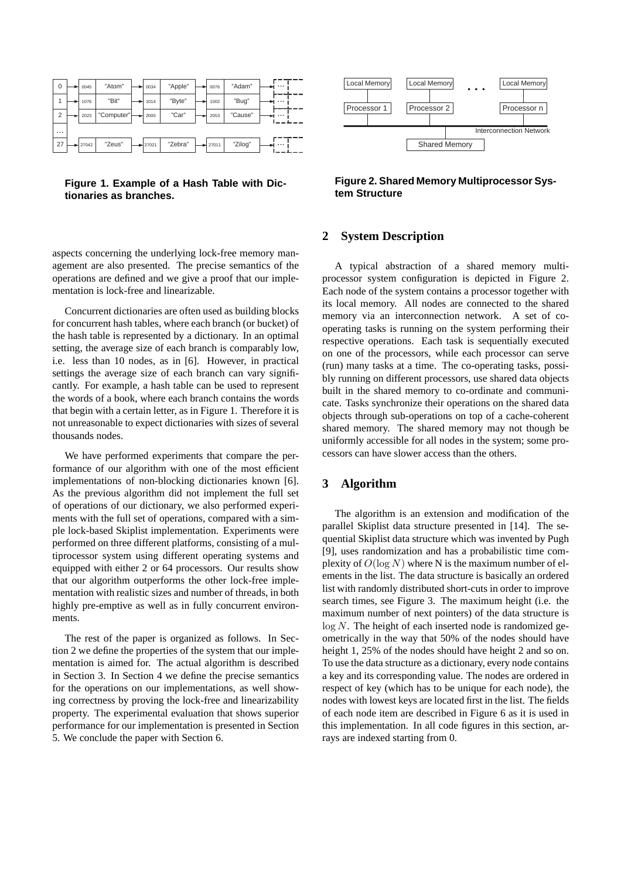**Figure 1. Example of a Hash Table with Dictionaries as branches.**

**Figure 2. Shared Memory Multiprocessor System Structure**

aspects concerning the underlying lock-free memory management are also presented. The precise semantics of the operations are defined and we give a proof that our implementation is lock-free and linearizable.

Concurrent dictionaries are often used as building blocks for concurrent hash tables, where each branch (or bucket) of the hash table is represented by a dictionary. In an optimal setting, the average size of each branch is comparably low, i.e. less than 10 nodes, as in [6]. However, in practical settings the average size of each branch can vary significantly. For example, a hash table can be used to represent the words of a book, where each branch contains the words that begin with a certain letter, as in Figure 1. Therefore it is not unreasonable to expect dictionaries with sizes of several thousands nodes.

We have performed experiments that compare the performance of our algorithm with one of the most efficient implementations of non-blocking dictionaries known [6]. As the previous algorithm did not implement the full set of operations of our dictionary, we also performed experiments with the full set of operations, compared with a simple lock-based Skiplist implementation. Experiments were performed on three different platforms, consisting of a multiprocessor system using different operating systems and equipped with either 2 or 64 processors. Our results show that our algorithm outperforms the other lock-free implementation with realistic sizes and number of threads, in both highly pre-emptive as well as in fully concurrent environments.

The rest of the paper is organized as follows. In Section 2 we define the properties of the system that our implementation is aimed for. The actual algorithm is described in Section 3. In Section 4 we define the precise semantics for the operations on our implementations, as well showing correctness by proving the lock-free and linearizability property. The experimental evaluation that shows superior performance for our implementation is presented in Section 5. We conclude the paper with Section 6.

## 2 System Description

A typical abstraction of a shared memory multi-processor system configuration is depicted in Figure 2. Each node of the system contains a processor together with its local memory. All nodes are connected to the shared memory via an interconnection network. A set of co-operating tasks is running on the system performing their respective operations. Each task is sequentially executed on one of the processors, while each processor can serve (run) many tasks at a time. The co-operating tasks, possibly running on different processors, use shared data objects built in the shared memory to co-ordinate and communicate. Tasks synchronize their operations on the shared data objects through sub-operations on top of a cache-coherent shared memory. The shared memory may not though be uniformly accessible for all nodes in the system; some processors can have slower access than the others.

## 3 Algorithm

The algorithm is an extension and modification of the parallel Skiplist data structure presented in [14]. The sequential Skiplist data structure which was invented by Pugh [9], uses randomization and has a probabilistic time complexity of $O(\log N)$ where N is the maximum number of elements in the list. The data structure is basically an ordered list with randomly distributed short-cuts in order to improve search times, see Figure 3. The maximum height (i.e. the maximum number of next pointers) of the data structure is $\log N$. The height of each inserted node is randomized geometrically in the way that 50% of the nodes should have height 1, 25% of the nodes should have height 2 and so on. To use the data structure as a dictionary, every node contains a key and its corresponding value. The nodes are ordered in respect of key (which has to be unique for each node), the nodes with lowest keys are located first in the list. The fields of each node item are described in Figure 6 as it is used in this implementation. In all code figures in this section, arrays are indexed starting from 0.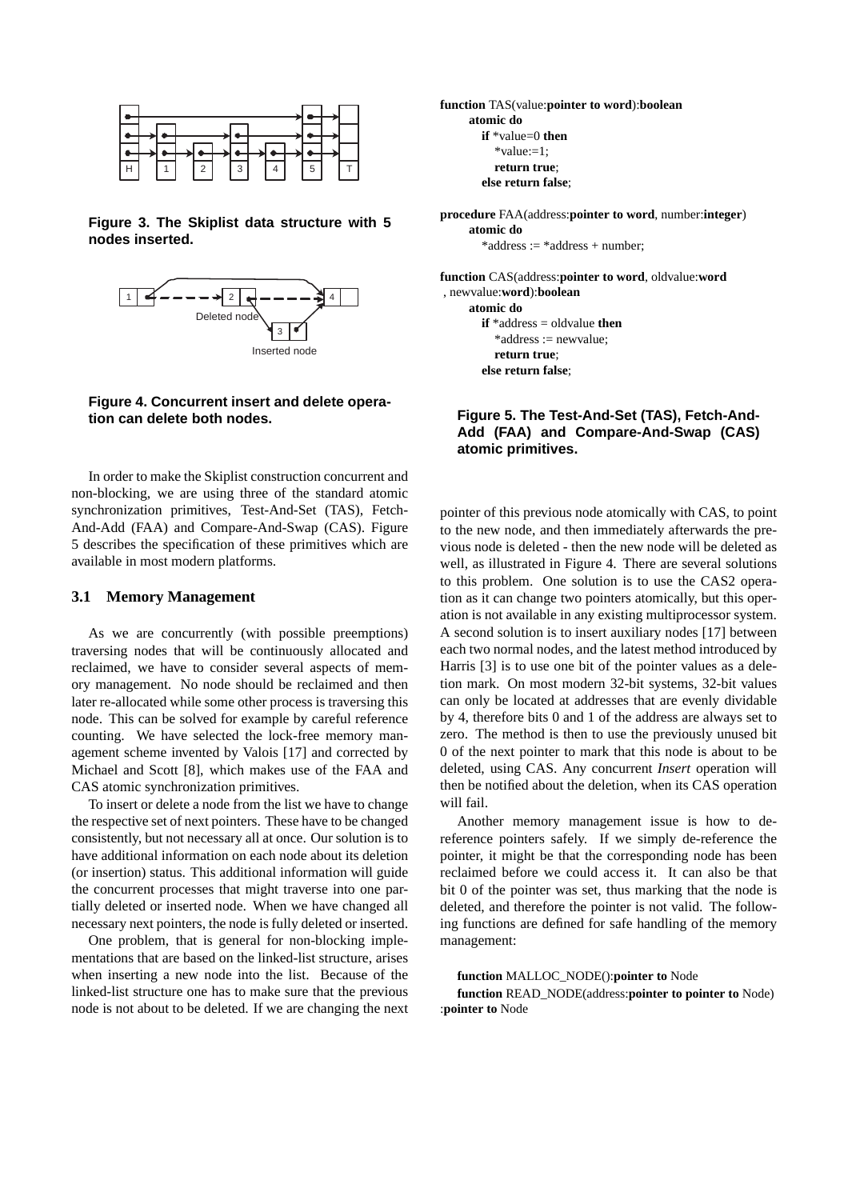H 1 2 3 4 5 T

**Figure 3. The Skiplist data structure with 5 nodes inserted.**

1 2 4

Deleted node

3

Inserted node

**Figure 4. Concurrent insert and delete operation can delete both nodes.**

In order to make the Skiplist construction concurrent and non-blocking, we are using three of the standard atomic synchronization primitives, Test-And-Set (TAS), Fetch-And-Add (FAA) and Compare-And-Swap (CAS). Figure 5 describes the specification of these primitives which are available in most modern platforms.

### 3.1 Memory Management

As we are concurrently (with possible preemptions) traversing nodes that will be continuously allocated and reclaimed, we have to consider several aspects of memory management. No node should be reclaimed and then later re-allocated while some other process is traversing this node. This can be solved for example by careful reference counting. We have selected the lock-free memory management scheme invented by Valois [17] and corrected by Michael and Scott [8], which makes use of the FAA and CAS atomic synchronization primitives.

To insert or delete a node from the list we have to change the respective set of next pointers. These have to be changed consistently, but not necessary all at once. Our solution is to have additional information on each node about its deletion (or insertion) status. This additional information will guide the concurrent processes that might traverse into one partially deleted or inserted node. When we have changed all necessary next pointers, the node is fully deleted or inserted.

One problem, that is general for non-blocking implementations that are based on the linked-list structure, arises when inserting a new node into the list. Because of the linked-list structure one has to make sure that the previous node is not about to be deleted. If we are changing the next

```
function TAS(value:pointer to word):boolean
    atomic do
        if *value=0 then
            *value:=1;
            return true;
        else return false;

procedure FAA(address:pointer to word, number:integer)
    atomic do
        *address := *address + number;

function CAS(address:pointer to word, oldvalue:word
 , newvalue:word):boolean
    atomic do
        if *address = oldvalue then
            *address := newvalue;
            return true;
        else return false;
```

**Figure 5. The Test-And-Set (TAS), Fetch-And-Add (FAA) and Compare-And-Swap (CAS) atomic primitives.**

pointer of this previous node atomically with CAS, to point to the new node, and then immediately afterwards the previous node is deleted - then the new node will be deleted as well, as illustrated in Figure 4. There are several solutions to this problem. One solution is to use the CAS2 operation as it can change two pointers atomically, but this operation is not available in any existing multiprocessor system. A second solution is to insert auxiliary nodes [17] between each two normal nodes, and the latest method introduced by Harris [3] is to use one bit of the pointer values as a deletion mark. On most modern 32-bit systems, 32-bit values can only be located at addresses that are evenly dividable by 4, therefore bits 0 and 1 of the address are always set to zero. The method is then to use the previously unused bit 0 of the next pointer to mark that this node is about to be deleted, using CAS. Any concurrent *Insert* operation will then be notified about the deletion, when its CAS operation will fail.

Another memory management issue is how to de-reference pointers safely. If we simply de-reference the pointer, it might be that the corresponding node has been reclaimed before we could access it. It can also be that bit 0 of the pointer was set, thus marking that the node is deleted, and therefore the pointer is not valid. The following functions are defined for safe handling of the memory management:

```
function MALLOC_NODE():pointer to Node
function READ_NODE(address:pointer to pointer to Node)
:pointer to Node
```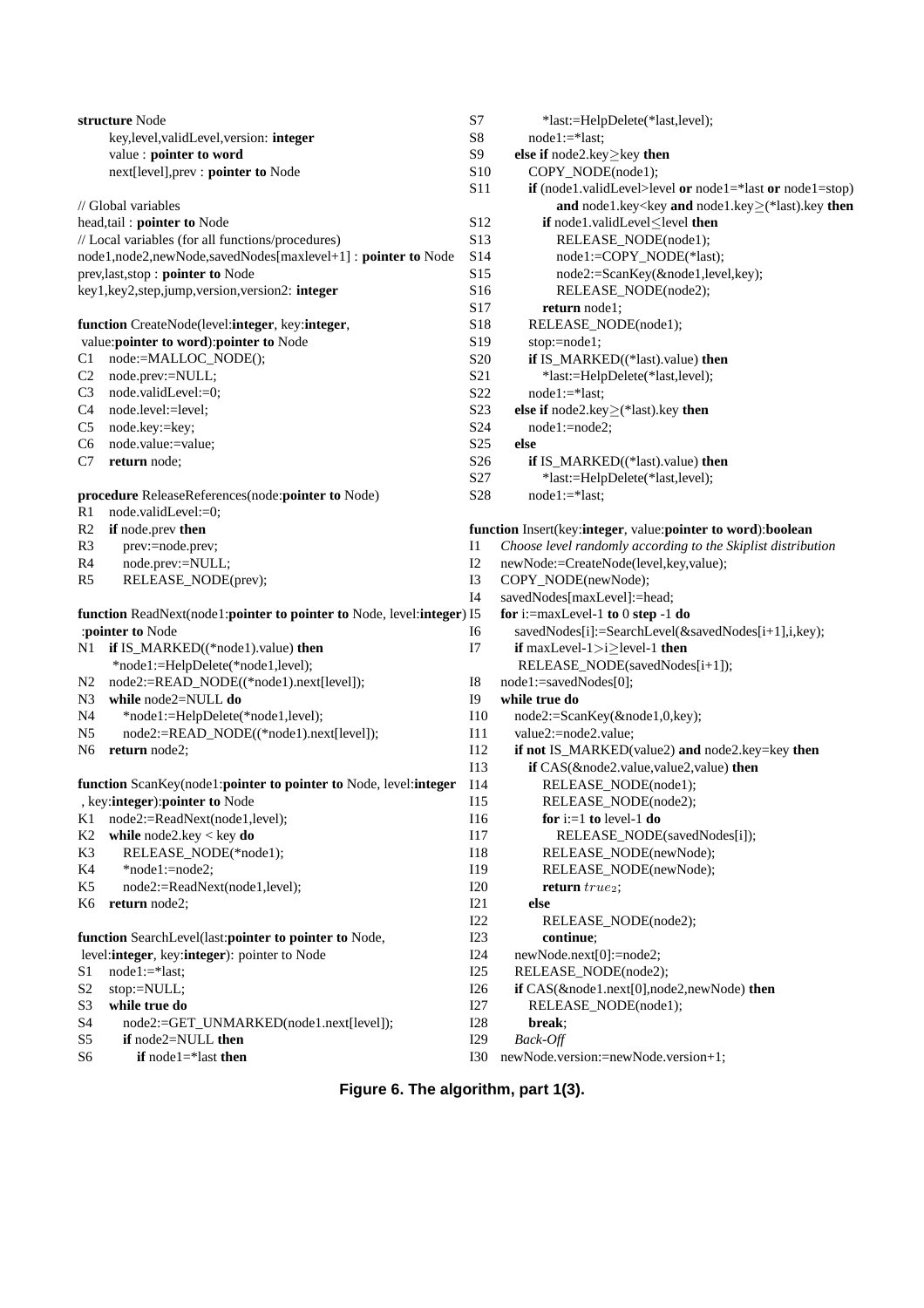```
structure Node
    key,level,validLevel,version: integer
    value : pointer to word
    next[level],prev : pointer to Node

// Global variables
head,tail : pointer to Node
// Local variables (for all functions/procedures)
node1,node2,newNode,savedNodes[maxlevel+1] : pointer to Node
prev,last,stop : pointer to Node
key1,key2,step,jump,version,version2: integer

function CreateNode(level:integer, key:integer,
 value:pointer to word):pointer to Node
C1   node:=MALLOC_NODE();
C2   node.prev:=NULL;
C3   node.validLevel:=0;
C4   node.level:=level;
C5   node.key:=key;
C6   node.value:=value;
C7   return node;

procedure ReleaseReferences(node:pointer to Node)
R1   node.validLevel:=0;
R2   if node.prev then
R3       prev:=node.prev;
R4       node.prev:=NULL;
R5       RELEASE_NODE(prev);

function ReadNext(node1:pointer to pointer to Node, level:integer)
 :pointer to Node
N1   if IS_MARKED((*node1).value) then
         *node1:=HelpDelete(*node1,level);
N2   node2:=READ_NODE((*node1).next[level]);
N3   while node2=NULL do
N4       *node1:=HelpDelete(*node1,level);
N5       node2:=READ_NODE((*node1).next[level]);
N6   return node2;

function ScanKey(node1:pointer to pointer to Node, level:integer
 , key:integer):pointer to Node
K1   node2:=ReadNext(node1,level);
K2   while node2.key < key do
K3       RELEASE_NODE(*node1);
K4       *node1:=node2;
K5       node2:=ReadNext(node1,level);
K6   return node2;

function SearchLevel(last:pointer to pointer to Node,
 level:integer, key:integer): pointer to Node
S1   node1:=*last;
S2   stop:=NULL;
S3   while true do
S4       node2:=GET_UNMARKED(node1.next[level]);
S5       if node2=NULL then
S6           if node1=*last then
S7               *last:=HelpDelete(*last,level);
S8           node1:=*last;
S9       else if node2.key≥key then
S10          COPY_NODE(node1);
S11          if (node1.validLevel>level or node1=*last or node1=stop)
                 and node1.key<key and node1.key≥(*last).key then
S12              if node1.validLevel≤level then
S13                  RELEASE_NODE(node1);
S14                  node1:=COPY_NODE(*last);
S15                  node2:=ScanKey(&node1,level,key);
S16                  RELEASE_NODE(node2);
S17              return node1;
S18          RELEASE_NODE(node1);
S19          stop:=node1;
S20          if IS_MARKED((*last).value) then
S21              *last:=HelpDelete(*last,level);
S22          node1:=*last;
S23      else if node2.key≥(*last).key then
S24          node1:=node2;
S25      else
S26          if IS_MARKED((*last).value) then
S27              *last:=HelpDelete(*last,level);
S28          node1:=*last;

function Insert(key:integer, value:pointer to word):boolean
I1   Choose level randomly according to the Skiplist distribution
I2   newNode:=CreateNode(level,key,value);
I3   COPY_NODE(newNode);
I4   savedNodes[maxLevel]:=head;
I5   for i:=maxLevel-1 to 0 step -1 do
I6       savedNodes[i]:=SearchLevel(&savedNodes[i+1],i,key);
I7       if maxLevel-1>i≥level-1 then
             RELEASE_NODE(savedNodes[i+1]);
I8   node1:=savedNodes[0];
I9   while true do
I10      node2:=ScanKey(&node1,0,key);
I11      value2:=node2.value;
I12      if not IS_MARKED(value2) and node2.key=key then
I13          if CAS(&node2.value,value2,value) then
I14              RELEASE_NODE(node1);
I15              RELEASE_NODE(node2);
I16              for i:=1 to level-1 do
I17                  RELEASE_NODE(savedNodes[i]);
I18              RELEASE_NODE(newNode);
I19              RELEASE_NODE(newNode);
I20              return true₂;
I21          else
I22              RELEASE_NODE(node2);
I23              continue;
I24      newNode.next[0]:=node2;
I25      RELEASE_NODE(node2);
I26      if CAS(&node1.next[0],node2,newNode) then
I27          RELEASE_NODE(node1);
I28          break;
I29      Back-Off
I30  newNode.version:=newNode.version+1;
```

**Figure 6. The algorithm, part 1(3).**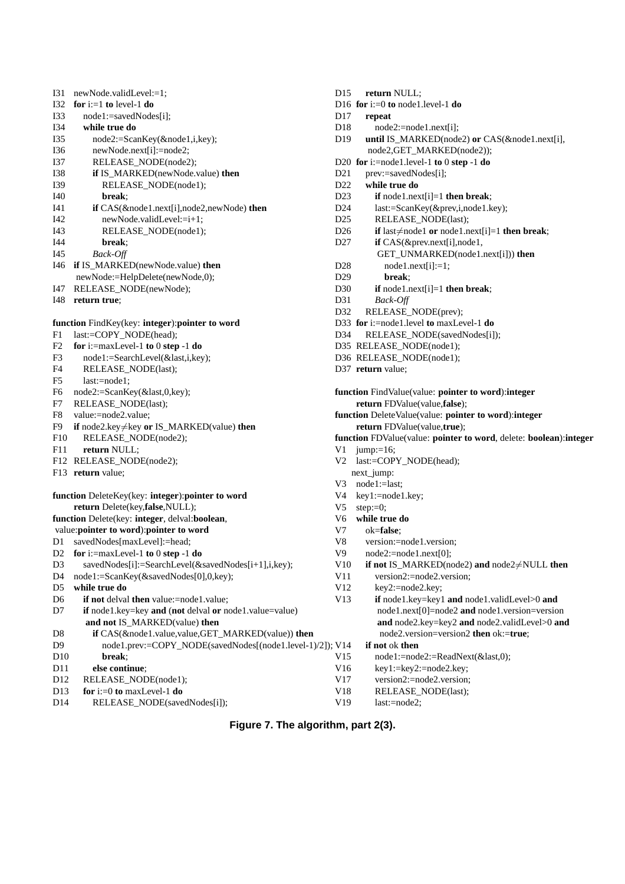```
I31  newNode.validLevel:=1;
I32  for i:=1 to level-1 do
I33     node1:=savedNodes[i];
I34     while true do
I35        node2:=ScanKey(&node1,i,key);
I36        newNode.next[i]:=node2;
I37        RELEASE_NODE(node2);
I38        if IS_MARKED(newNode.value) then
I39           RELEASE_NODE(node1);
I40           break;
I41        if CAS(&node1.next[i],node2,newNode) then
I42           newNode.validLevel:=i+1;
I43           RELEASE_NODE(node1);
I44           break;
I45        Back-Off
I46  if IS_MARKED(newNode.value) then
        newNode:=HelpDelete(newNode,0);
I47  RELEASE_NODE(newNode);
I48  return true;

function FindKey(key: integer):pointer to word
F1   last:=COPY_NODE(head);
F2   for i:=maxLevel-1 to 0 step -1 do
F3      node1:=SearchLevel(&last,i,key);
F4      RELEASE_NODE(last);
F5      last:=node1;
F6   node2:=ScanKey(&last,0,key);
F7   RELEASE_NODE(last);
F8   value:=node2.value;
F9   if node2.key≠key or IS_MARKED(value) then
F10     RELEASE_NODE(node2);
F11     return NULL;
F12  RELEASE_NODE(node2);
F13  return value;

function DeleteKey(key: integer):pointer to word
     return Delete(key,false,NULL);
function Delete(key: integer, delval:boolean,
 value:pointer to word):pointer to word
D1   savedNodes[maxLevel]:=head;
D2   for i:=maxLevel-1 to 0 step -1 do
D3      savedNodes[i]:=SearchLevel(&savedNodes[i+1],i,key);
D4   node1:=ScanKey(&savedNodes[0],0,key);
D5   while true do
D6      if not delval then value:=node1.value;
D7      if node1.key=key and (not delval or node1.value=value)
         and not IS_MARKED(value) then
D8         if CAS(&node1.value,value,GET_MARKED(value)) then
D9            node1.prev:=COPY_NODE(savedNodes[(node1.level-1)/2]);
D10           break;
D11        else continue;
D12     RELEASE_NODE(node1);
D13     for i:=0 to maxLevel-1 do
D14        RELEASE_NODE(savedNodes[i]);
D15     return NULL;
D16  for i:=0 to node1.level-1 do
D17     repeat
D18        node2:=node1.next[i];
D19     until IS_MARKED(node2) or CAS(&node1.next[i],
         node2,GET_MARKED(node2));
D20  for i:=node1.level-1 to 0 step -1 do
D21     prev:=savedNodes[i];
D22     while true do
D23        if node1.next[i]=1 then break;
D24        last:=ScanKey(&prev,i,node1.key);
D25        RELEASE_NODE(last);
D26        if last≠node1 or node1.next[i]=1 then break;
D27        if CAS(&prev.next[i],node1,
            GET_UNMARKED(node1.next[i])) then
D28           node1.next[i]:=1;
D29           break;
D30        if node1.next[i]=1 then break;
D31        Back-Off
D32     RELEASE_NODE(prev);
D33  for i:=node1.level to maxLevel-1 do
D34     RELEASE_NODE(savedNodes[i]);
D35  RELEASE_NODE(node1);
D36  RELEASE_NODE(node1);
D37  return value;

function FindValue(value: pointer to word):integer
     return FDValue(value,false);
function DeleteValue(value: pointer to word):integer
     return FDValue(value,true);
function FDValue(value: pointer to word, delete: boolean):integer
V1   jump:=16;
V2   last:=COPY_NODE(head);
   next_jump:
V3   node1:=last;
V4   key1:=node1.key;
V5   step:=0;
V6   while true do
V7      ok=false;
V8      version:=node1.version;
V9      node2:=node1.next[0];
V10     if not IS_MARKED(node2) and node2≠NULL then
V11        version2:=node2.version;
V12        key2:=node2.key;
V13        if node1.key=key1 and node1.validLevel>0 and
            node1.next[0]=node2 and node1.version=version
            and node2.key=key2 and node2.validLevel>0 and
             node2.version=version2 then ok:=true;
V14     if not ok then
V15        node1:=node2:=ReadNext(&last,0);
V16        key1:=key2:=node2.key;
V17        version2:=node2.version;
V18        RELEASE_NODE(last);
V19        last:=node2;
```

**Figure 7. The algorithm, part 2(3).**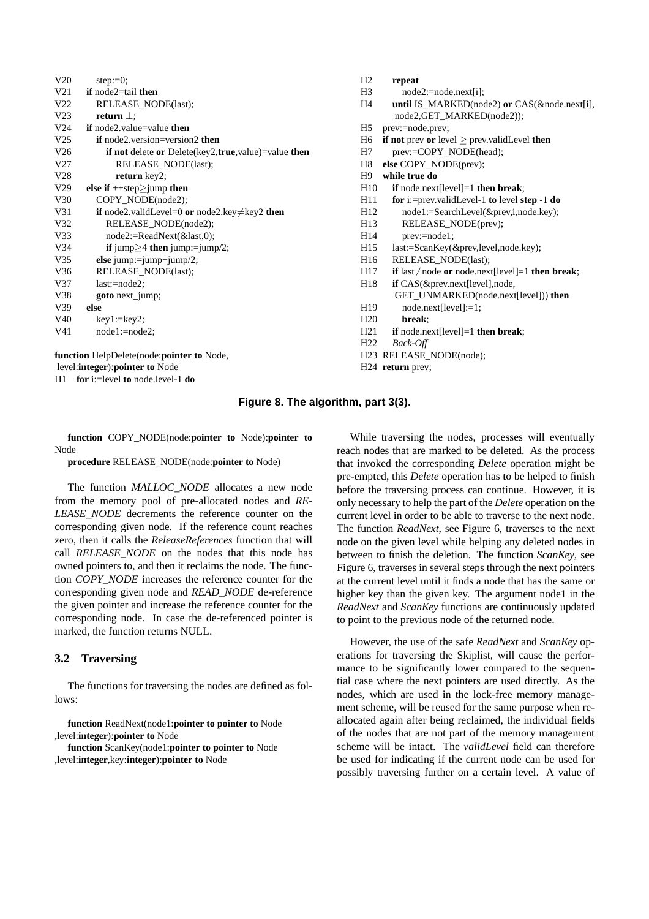```
V20      step:=0;
V21   if node2=tail then
V22      RELEASE_NODE(last);
V23      return ⊥;
V24   if node2.value=value then
V25      if node2.version=version2 then
V26         if not delete or Delete(key2,true,value)=value then
V27            RELEASE_NODE(last);
V28            return key2;
V29   else if ++step≥jump then
V30      COPY_NODE(node2);
V31      if node2.validLevel=0 or node2.key≠key2 then
V32         RELEASE_NODE(node2);
V33         node2:=ReadNext(&last,0);
V34         if jump≥4 then jump:=jump/2;
V35      else jump:=jump+jump/2;
V36      RELEASE_NODE(last);
V37      last:=node2;
V38      goto next_jump;
V39   else
V40      key1:=key2;
V41      node1:=node2;

function HelpDelete(node:pointer to Node,
 level:integer):pointer to Node
H1    for i:=level to node.level-1 do
H2       repeat
H3          node2:=node.next[i];
H4       until IS_MARKED(node2) or CAS(&node.next[i],
          node2,GET_MARKED(node2));
H5    prev:=node.prev;
H6    if not prev or level ≥ prev.validLevel then
H7       prev:=COPY_NODE(head);
H8    else COPY_NODE(prev);
H9    while true do
H10      if node.next[level]=1 then break;
H11      for i:=prev.validLevel-1 to level step -1 do
H12         node1:=SearchLevel(&prev,i,node.key);
H13         RELEASE_NODE(prev);
H14         prev:=node1;
H15      last:=ScanKey(&prev,level,node.key);
H16      RELEASE_NODE(last);
H17      if last≠node or node.next[level]=1 then break;
H18      if CAS(&prev.next[level],node,
          GET_UNMARKED(node.next[level])) then
H19         node.next[level]:=1;
H20         break;
H21      if node.next[level]=1 then break;
H22      Back-Off
H23   RELEASE_NODE(node);
H24   return prev;
```

**Figure 8. The algorithm, part 3(3).**

**function** COPY_NODE(node:**pointer to** Node):**pointer to** Node

**procedure** RELEASE_NODE(node:**pointer to** Node)

The function *MALLOC_NODE* allocates a new node from the memory pool of pre-allocated nodes and *RELEASE_NODE* decrements the reference counter on the corresponding given node. If the reference count reaches zero, then it calls the *ReleaseReferences* function that will call *RELEASE_NODE* on the nodes that this node has owned pointers to, and then it reclaims the node. The function *COPY_NODE* increases the reference counter for the corresponding given node and *READ_NODE* de-reference the given pointer and increase the reference counter for the corresponding node. In case the de-referenced pointer is marked, the function returns NULL.

### 3.2 Traversing

The functions for traversing the nodes are defined as follows:

**function** ReadNext(node1:**pointer to pointer to** Node ,level:**integer**):**pointer to** Node

**function** ScanKey(node1:**pointer to pointer to** Node ,level:**integer**,key:**integer**):**pointer to** Node

While traversing the nodes, processes will eventually reach nodes that are marked to be deleted. As the process that invoked the corresponding *Delete* operation might be pre-empted, this *Delete* operation has to be helped to finish before the traversing process can continue. However, it is only necessary to help the part of the *Delete* operation on the current level in order to be able to traverse to the next node. The function *ReadNext*, see Figure 6, traverses to the next node on the given level while helping any deleted nodes in between to finish the deletion. The function *ScanKey*, see Figure 6, traverses in several steps through the next pointers at the current level until it finds a node that has the same or higher key than the given key. The argument node1 in the *ReadNext* and *ScanKey* functions are continuously updated to point to the previous node of the returned node.

However, the use of the safe *ReadNext* and *ScanKey* operations for traversing the Skiplist, will cause the performance to be significantly lower compared to the sequential case where the next pointers are used directly. As the nodes, which are used in the lock-free memory management scheme, will be reused for the same purpose when re-allocated again after being reclaimed, the individual fields of the nodes that are not part of the memory management scheme will be intact. The *validLevel* field can therefore be used for indicating if the current node can be used for possibly traversing further on a certain level. A value of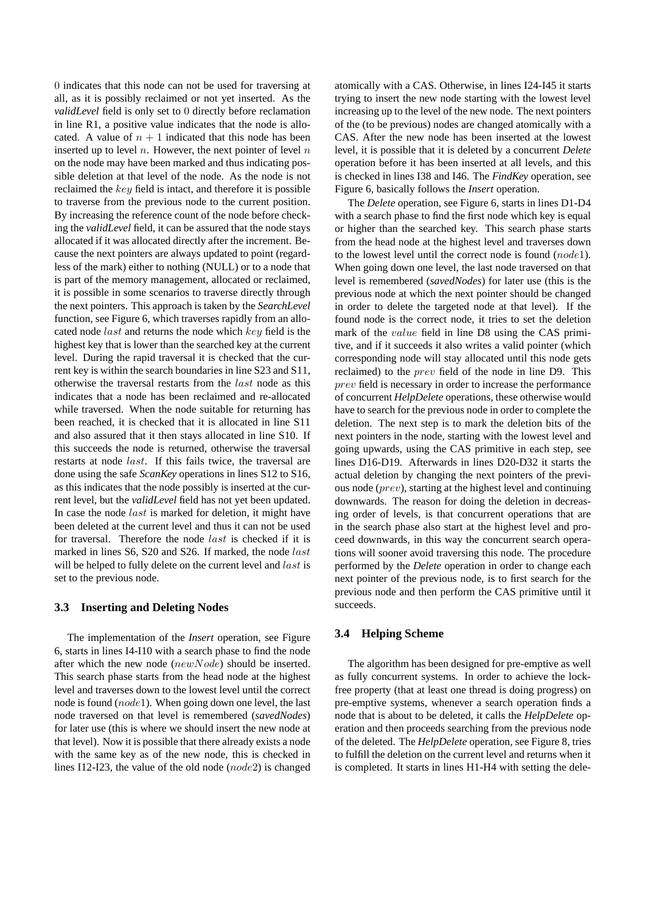$0$ indicates that this node can not be used for traversing at all, as it is possibly reclaimed or not yet inserted. As the *validLevel* field is only set to $0$ directly before reclamation in line R1, a positive value indicates that the node is allocated. A value of $n + 1$ indicated that this node has been inserted up to level $n$. However, the next pointer of level $n$ on the node may have been marked and thus indicating possible deletion at that level of the node. As the node is not reclaimed the $key$ field is intact, and therefore it is possible to traverse from the previous node to the current position. By increasing the reference count of the node before checking the *validLevel* field, it can be assured that the node stays allocated if it was allocated directly after the increment. Because the next pointers are always updated to point (regardless of the mark) either to nothing (NULL) or to a node that is part of the memory management, allocated or reclaimed, it is possible in some scenarios to traverse directly through the next pointers. This approach is taken by the *SearchLevel* function, see Figure 6, which traverses rapidly from an allocated node $last$ and returns the node which $key$ field is the highest key that is lower than the searched key at the current level. During the rapid traversal it is checked that the current key is within the search boundaries in line S23 and S11, otherwise the traversal restarts from the $last$ node as this indicates that a node has been reclaimed and re-allocated while traversed. When the node suitable for returning has been reached, it is checked that it is allocated in line S11 and also assured that it then stays allocated in line S10. If this succeeds the node is returned, otherwise the traversal restarts at node $last$. If this fails twice, the traversal are done using the safe *ScanKey* operations in lines S12 to S16, as this indicates that the node possibly is inserted at the current level, but the *validLevel* field has not yet been updated. In case the node $last$ is marked for deletion, it might have been deleted at the current level and thus it can not be used for traversal. Therefore the node $last$ is checked if it is marked in lines S6, S20 and S26. If marked, the node $last$ will be helped to fully delete on the current level and $last$ is set to the previous node.

### 3.3 Inserting and Deleting Nodes

The implementation of the *Insert* operation, see Figure 6, starts in lines I4-I10 with a search phase to find the node after which the new node ($newNode$) should be inserted. This search phase starts from the head node at the highest level and traverses down to the lowest level until the correct node is found ($node1$). When going down one level, the last node traversed on that level is remembered (*savedNodes*) for later use (this is where we should insert the new node at that level). Now it is possible that there already exists a node with the same key as of the new node, this is checked in lines I12-I23, the value of the old node ($node2$) is changed atomically with a CAS. Otherwise, in lines I24-I45 it starts trying to insert the new node starting with the lowest level increasing up to the level of the new node. The next pointers of the (to be previous) nodes are changed atomically with a CAS. After the new node has been inserted at the lowest level, it is possible that it is deleted by a concurrent *Delete* operation before it has been inserted at all levels, and this is checked in lines I38 and I46. The *FindKey* operation, see Figure 6, basically follows the *Insert* operation.

The *Delete* operation, see Figure 6, starts in lines D1-D4 with a search phase to find the first node which key is equal or higher than the searched key. This search phase starts from the head node at the highest level and traverses down to the lowest level until the correct node is found ($node1$). When going down one level, the last node traversed on that level is remembered (*savedNodes*) for later use (this is the previous node at which the next pointer should be changed in order to delete the targeted node at that level). If the found node is the correct node, it tries to set the deletion mark of the $value$ field in line D8 using the CAS primitive, and if it succeeds it also writes a valid pointer (which corresponding node will stay allocated until this node gets reclaimed) to the $prev$ field of the node in line D9. This $prev$ field is necessary in order to increase the performance of concurrent *HelpDelete* operations, these otherwise would have to search for the previous node in order to complete the deletion. The next step is to mark the deletion bits of the next pointers in the node, starting with the lowest level and going upwards, using the CAS primitive in each step, see lines D16-D19. Afterwards in lines D20-D32 it starts the actual deletion by changing the next pointers of the previous node ($prev$), starting at the highest level and continuing downwards. The reason for doing the deletion in decreasing order of levels, is that concurrent operations that are in the search phase also start at the highest level and proceed downwards, in this way the concurrent search operations will sooner avoid traversing this node. The procedure performed by the *Delete* operation in order to change each next pointer of the previous node, is to first search for the previous node and then perform the CAS primitive until it succeeds.

### 3.4 Helping Scheme

The algorithm has been designed for pre-emptive as well as fully concurrent systems. In order to achieve the lock-free property (that at least one thread is doing progress) on pre-emptive systems, whenever a search operation finds a node that is about to be deleted, it calls the *HelpDelete* operation and then proceeds searching from the previous node of the deleted. The *HelpDelete* operation, see Figure 8, tries to fulfill the deletion on the current level and returns when it is completed. It starts in lines H1-H4 with setting the dele-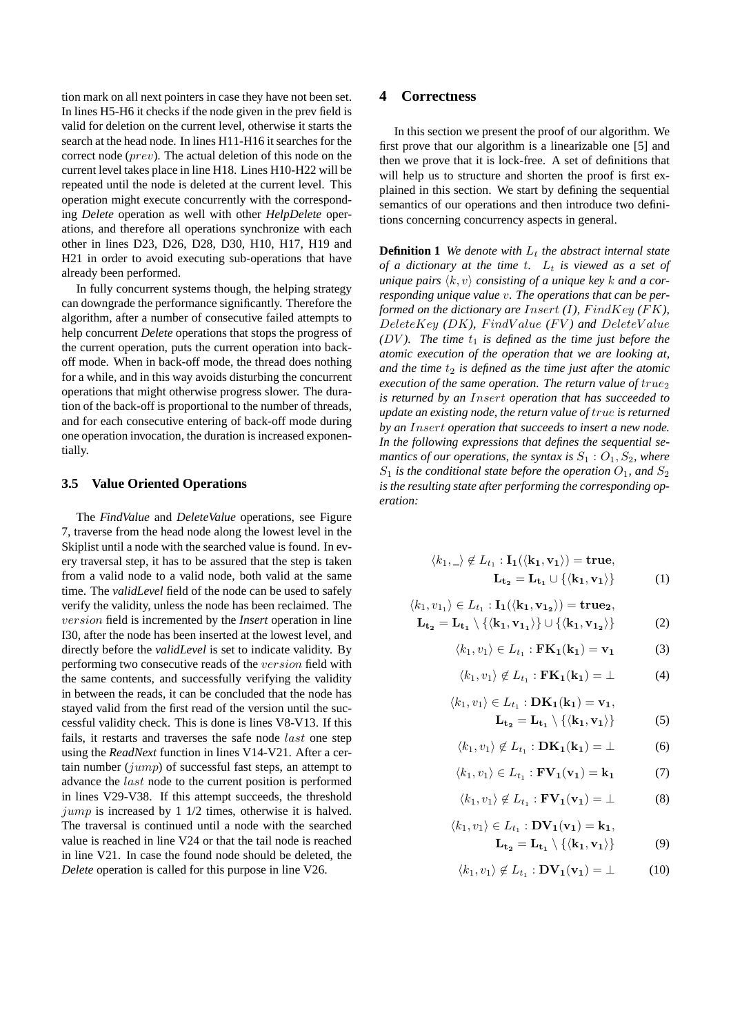tion mark on all next pointers in case they have not been set. In lines H5-H6 it checks if the node given in the prev field is valid for deletion on the current level, otherwise it starts the search at the head node. In lines H11-H16 it searches for the correct node ($prev$). The actual deletion of this node on the current level takes place in line H18. Lines H10-H22 will be repeated until the node is deleted at the current level. This operation might execute concurrently with the corresponding *Delete* operation as well with other *HelpDelete* operations, and therefore all operations synchronize with each other in lines D23, D26, D28, D30, H10, H17, H19 and H21 in order to avoid executing sub-operations that have already been performed.

In fully concurrent systems though, the helping strategy can downgrade the performance significantly. Therefore the algorithm, after a number of consecutive failed attempts to help concurrent *Delete* operations that stops the progress of the current operation, puts the current operation into back-off mode. When in back-off mode, the thread does nothing for a while, and in this way avoids disturbing the concurrent operations that might otherwise progress slower. The duration of the back-off is proportional to the number of threads, and for each consecutive entering of back-off mode during one operation invocation, the duration is increased exponentially.

### 3.5 Value Oriented Operations

The *FindValue* and *DeleteValue* operations, see Figure 7, traverse from the head node along the lowest level in the Skiplist until a node with the searched value is found. In every traversal step, it has to be assured that the step is taken from a valid node to a valid node, both valid at the same time. The *validLevel* field of the node can be used to safely verify the validity, unless the node has been reclaimed. The $version$ field is incremented by the *Insert* operation in line I30, after the node has been inserted at the lowest level, and directly before the *validLevel* is set to indicate validity. By performing two consecutive reads of the $version$ field with the same contents, and successfully verifying the validity in between the reads, it can be concluded that the node has stayed valid from the first read of the version until the successful validity check. This is done is lines V8-V13. If this fails, it restarts and traverses the safe node $last$ one step using the *ReadNext* function in lines V14-V21. After a certain number ($jump$) of successful fast steps, an attempt to advance the $last$ node to the current position is performed in lines V29-V38. If this attempt succeeds, the threshold $jump$ is increased by 1 1/2 times, otherwise it is halved. The traversal is continued until a node with the searched value is reached in line V24 or that the tail node is reached in line V21. In case the found node should be deleted, the *Delete* operation is called for this purpose in line V26.

## 4 Correctness

In this section we present the proof of our algorithm. We first prove that our algorithm is a linearizable one [5] and then we prove that it is lock-free. A set of definitions that will help us to structure and shorten the proof is first explained in this section. We start by defining the sequential semantics of our operations and then introduce two definitions concerning concurrency aspects in general.

**Definition 1** *We denote with $L_t$ the abstract internal state of a dictionary at the time $t$. $L_t$ is viewed as a set of unique pairs $\langle k, v\rangle$ consisting of a unique key $k$ and a corresponding unique value $v$. The operations that can be performed on the dictionary are $Insert$ (I), $FindKey$ (FK), $DeleteKey$ (DK), $FindValue$ (FV) and $DeleteValue$ (DV). The time $t_1$ is defined as the time just before the atomic execution of the operation that we are looking at, and the time $t_2$ is defined as the time just after the atomic execution of the same operation. The return value of $true_2$ is returned by an $Insert$ operation that has succeeded to update an existing node, the return value of $true$ is returned by an $Insert$ operation that succeeds to insert a new node. In the following expressions that defines the sequential semantics of our operations, the syntax is $S_1 : O_1, S_2$, where $S_1$ is the conditional state before the operation $O_1$, and $S_2$ is the resulting state after performing the corresponding operation:*

$$\langle k_1, \_\rangle \notin L_{t_1} : \mathbf{I_1}(\langle \mathbf{k_1}, \mathbf{v_1}\rangle) = \mathbf{true}, \quad \mathbf{L_{t_2}} = \mathbf{L_{t_1}} \cup \{\langle \mathbf{k_1}, \mathbf{v_1}\rangle\} \tag{1}$$

$$\langle k_1, v_{1_1}\rangle \in L_{t_1} : \mathbf{I_1}(\langle \mathbf{k_1}, \mathbf{v_{1_2}}\rangle) = \mathbf{true_2}, \quad \mathbf{L_{t_2}} = \mathbf{L_{t_1}} \setminus \{\langle \mathbf{k_1}, \mathbf{v_{1_1}}\rangle\} \cup \{\langle \mathbf{k_1}, \mathbf{v_{1_2}}\rangle\} \tag{2}$$

$$\langle k_1, v_1\rangle \in L_{t_1} : \mathbf{FK_1}(\mathbf{k_1}) = \mathbf{v_1} \tag{3}$$

$$\langle k_1, v_1\rangle \notin L_{t_1} : \mathbf{FK_1}(\mathbf{k_1}) = \perp \tag{4}$$

$$\langle k_1, v_1\rangle \in L_{t_1} : \mathbf{DK_1}(\mathbf{k_1}) = \mathbf{v_1}, \quad \mathbf{L_{t_2}} = \mathbf{L_{t_1}} \setminus \{\langle \mathbf{k_1}, \mathbf{v_1}\rangle\} \tag{5}$$

$$\langle k_1, v_1\rangle \notin L_{t_1} : \mathbf{DK_1}(\mathbf{k_1}) = \perp \tag{6}$$

$$\langle k_1, v_1\rangle \in L_{t_1} : \mathbf{FV_1}(\mathbf{v_1}) = \mathbf{k_1} \tag{7}$$

$$\langle k_1, v_1\rangle \notin L_{t_1} : \mathbf{FV_1}(\mathbf{v_1}) = \perp \tag{8}$$

$$\langle k_1, v_1\rangle \in L_{t_1} : \mathbf{DV_1}(\mathbf{v_1}) = \mathbf{k_1}, \quad \mathbf{L_{t_2}} = \mathbf{L_{t_1}} \setminus \{\langle \mathbf{k_1}, \mathbf{v_1}\rangle\} \tag{9}$$

$$\langle k_1, v_1\rangle \notin L_{t_1} : \mathbf{DV_1}(\mathbf{v_1}) = \perp \tag{10}$$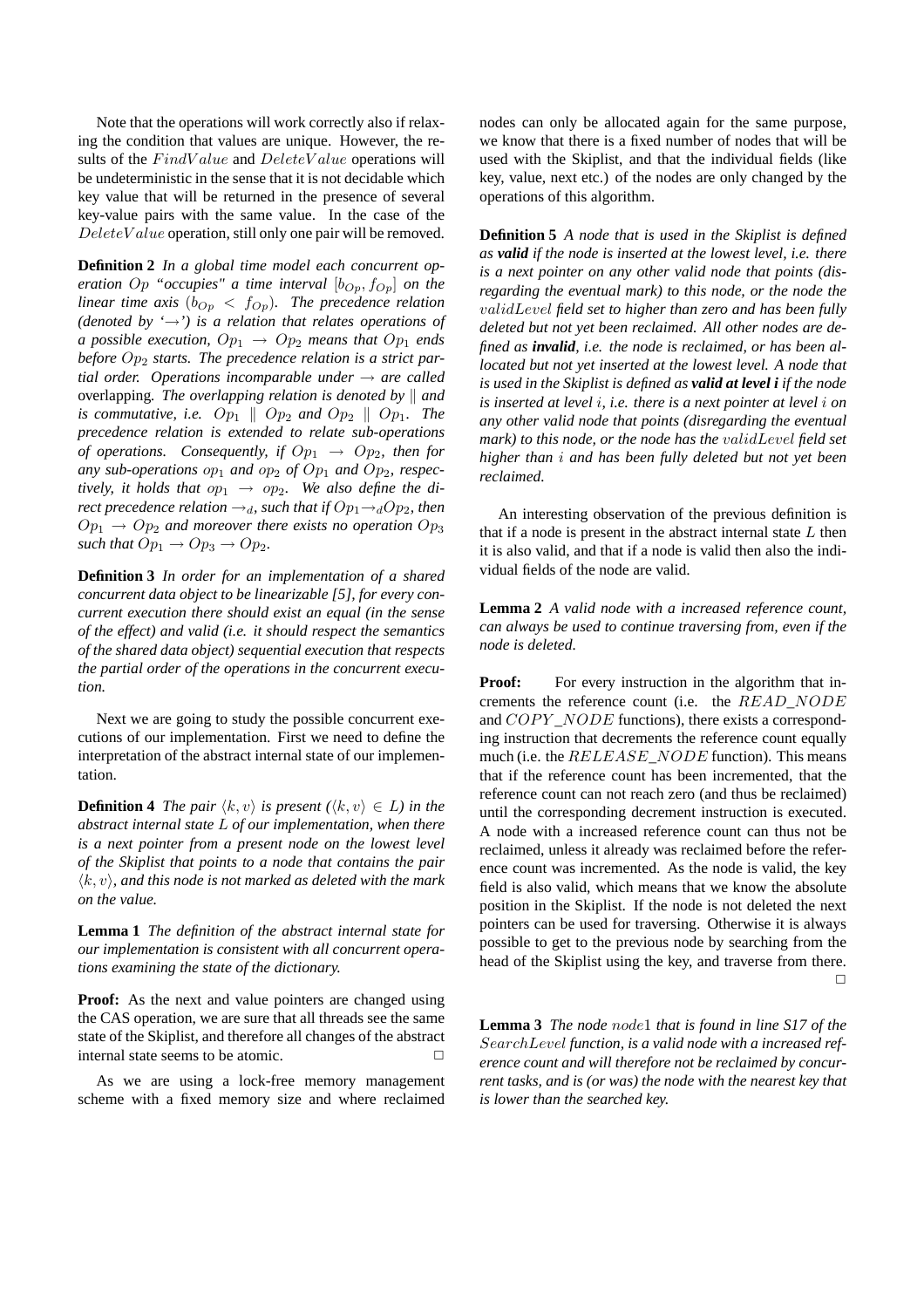Note that the operations will work correctly also if relaxing the condition that values are unique. However, the results of the $FindValue$ and $DeleteValue$ operations will be undeterministic in the sense that it is not decidable which key value that will be returned in the presence of several key-value pairs with the same value. In the case of the $DeleteValue$ operation, still only one pair will be removed.

**Definition 2** *In a global time model each concurrent operation $Op$ "occupies" a time interval $[b_{Op}, f_{Op}]$ on the linear time axis ($b_{Op} < f_{Op}$). The precedence relation (denoted by '$\rightarrow$') is a relation that relates operations of a possible execution, $Op_1 \rightarrow Op_2$ means that $Op_1$ ends before $Op_2$ starts. The precedence relation is a strict partial order. Operations incomparable under $\rightarrow$ are called* overlapping*. The overlapping relation is denoted by $\|$ and is commutative, i.e. $Op_1 \parallel Op_2$ and $Op_2 \parallel Op_1$. The precedence relation is extended to relate sub-operations of operations. Consequently, if $Op_1 \rightarrow Op_2$, then for any sub-operations $op_1$ and $op_2$ of $Op_1$ and $Op_2$, respectively, it holds that $op_1 \rightarrow op_2$. We also define the direct precedence relation $\rightarrow_d$, such that if $Op_1 \rightarrow_d Op_2$, then $Op_1 \rightarrow Op_2$ and moreover there exists no operation $Op_3$ such that $Op_1 \rightarrow Op_3 \rightarrow Op_2$.*

**Definition 3** *In order for an implementation of a shared concurrent data object to be linearizable [5], for every concurrent execution there should exist an equal (in the sense of the effect) and valid (i.e. it should respect the semantics of the shared data object) sequential execution that respects the partial order of the operations in the concurrent execution.*

Next we are going to study the possible concurrent executions of our implementation. First we need to define the interpretation of the abstract internal state of our implementation.

**Definition 4** *The pair $\langle k, v\rangle$ is present ($\langle k, v\rangle \in L$) in the abstract internal state $L$ of our implementation, when there is a next pointer from a present node on the lowest level of the Skiplist that points to a node that contains the pair $\langle k, v\rangle$, and this node is not marked as deleted with the mark on the value.*

**Lemma 1** *The definition of the abstract internal state for our implementation is consistent with all concurrent operations examining the state of the dictionary.*

**Proof:** As the next and value pointers are changed using the CAS operation, we are sure that all threads see the same state of the Skiplist, and therefore all changes of the abstract internal state seems to be atomic. □

As we are using a lock-free memory management scheme with a fixed memory size and where reclaimed nodes can only be allocated again for the same purpose, we know that there is a fixed number of nodes that will be used with the Skiplist, and that the individual fields (like key, value, next etc.) of the nodes are only changed by the operations of this algorithm.

**Definition 5** *A node that is used in the Skiplist is defined as* ***valid*** *if the node is inserted at the lowest level, i.e. there is a next pointer on any other valid node that points (disregarding the eventual mark) to this node, or the node the $validLevel$ field set to higher than zero and has been fully deleted but not yet been reclaimed. All other nodes are defined as* ***invalid****, i.e. the node is reclaimed, or has been allocated but not yet inserted at the lowest level. A node that is used in the Skiplist is defined as* ***valid at level i*** *if the node is inserted at level $i$, i.e. there is a next pointer at level $i$ on any other valid node that points (disregarding the eventual mark) to this node, or the node has the $validLevel$ field set higher than $i$ and has been fully deleted but not yet been reclaimed.*

An interesting observation of the previous definition is that if a node is present in the abstract internal state $L$ then it is also valid, and that if a node is valid then also the individual fields of the node are valid.

**Lemma 2** *A valid node with a increased reference count, can always be used to continue traversing from, even if the node is deleted.*

**Proof:** For every instruction in the algorithm that increments the reference count (i.e. the $READ\_NODE$ and $COPY\_NODE$ functions), there exists a corresponding instruction that decrements the reference count equally much (i.e. the $RELEASE\_NODE$ function). This means that if the reference count has been incremented, that the reference count can not reach zero (and thus be reclaimed) until the corresponding decrement instruction is executed. A node with a increased reference count can thus not be reclaimed, unless it already was reclaimed before the reference count was incremented. As the node is valid, the key field is also valid, which means that we know the absolute position in the Skiplist. If the node is not deleted the next pointers can be used for traversing. Otherwise it is always possible to get to the previous node by searching from the head of the Skiplist using the key, and traverse from there. □

**Lemma 3** *The node $node1$ that is found in line S17 of the $SearchLevel$ function, is a valid node with a increased reference count and will therefore not be reclaimed by concurrent tasks, and is (or was) the node with the nearest key that is lower than the searched key.*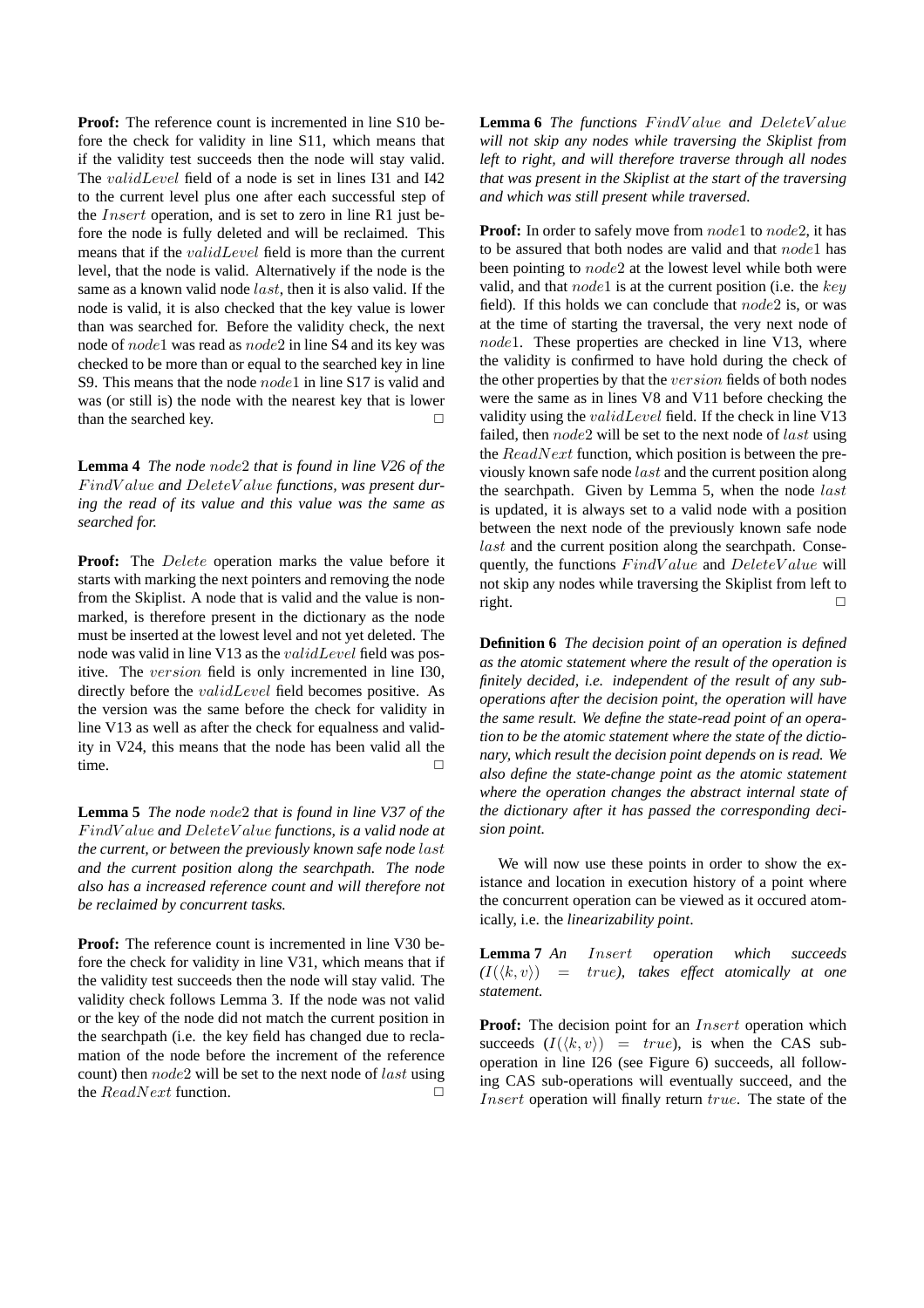**Proof:** The reference count is incremented in line S10 before the check for validity in line S11, which means that if the validity test succeeds then the node will stay valid. The $validLevel$ field of a node is set in lines I31 and I42 to the current level plus one after each successful step of the $Insert$ operation, and is set to zero in line R1 just before the node is fully deleted and will be reclaimed. This means that if the $validLevel$ field is more than the current level, that the node is valid. Alternatively if the node is the same as a known valid node $last$, then it is also valid. If the node is valid, it is also checked that the key value is lower than was searched for. Before the validity check, the next node of $node1$ was read as $node2$ in line S4 and its key was checked to be more than or equal to the searched key in line S9. This means that the node $node1$ in line S17 is valid and was (or still is) the node with the nearest key that is lower than the searched key. □

**Lemma 4** *The node $node2$ that is found in line V26 of the $FindValue$ and $DeleteValue$ functions, was present during the read of its value and this value was the same as searched for.*

**Proof:** The $Delete$ operation marks the value before it starts with marking the next pointers and removing the node from the Skiplist. A node that is valid and the value is non-marked, is therefore present in the dictionary as the node must be inserted at the lowest level and not yet deleted. The node was valid in line V13 as the $validLevel$ field was positive. The $version$ field is only incremented in line I30, directly before the $validLevel$ field becomes positive. As the version was the same before the check for validity in line V13 as well as after the check for equalness and validity in V24, this means that the node has been valid all the time. □

**Lemma 5** *The node $node2$ that is found in line V37 of the $FindValue$ and $DeleteValue$ functions, is a valid node at the current, or between the previously known safe node $last$ and the current position along the searchpath. The node also has a increased reference count and will therefore not be reclaimed by concurrent tasks.*

**Proof:** The reference count is incremented in line V30 before the check for validity in line V31, which means that if the validity test succeeds then the node will stay valid. The validity check follows Lemma 3. If the node was not valid or the key of the node did not match the current position in the searchpath (i.e. the key field has changed due to reclamation of the node before the increment of the reference count) then $node2$ will be set to the next node of $last$ using the $ReadNext$ function. □

**Lemma 6** *The functions $FindValue$ and $DeleteValue$ will not skip any nodes while traversing the Skiplist from left to right, and will therefore traverse through all nodes that was present in the Skiplist at the start of the traversing and which was still present while traversed.*

**Proof:** In order to safely move from $node1$ to $node2$, it has to be assured that both nodes are valid and that $node1$ has been pointing to $node2$ at the lowest level while both were valid, and that $node1$ is at the current position (i.e. the $key$ field). If this holds we can conclude that $node2$ is, or was at the time of starting the traversal, the very next node of $node1$. These properties are checked in line V13, where the validity is confirmed to have hold during the check of the other properties by that the $version$ fields of both nodes were the same as in lines V8 and V11 before checking the validity using the $validLevel$ field. If the check in line V13 failed, then $node2$ will be set to the next node of $last$ using the $ReadNext$ function, which position is between the previously known safe node $last$ and the current position along the searchpath. Given by Lemma 5, when the node $last$ is updated, it is always set to a valid node with a position between the next node of the previously known safe node $last$ and the current position along the searchpath. Consequently, the functions $FindValue$ and $DeleteValue$ will not skip any nodes while traversing the Skiplist from left to right. □

**Definition 6** *The decision point of an operation is defined as the atomic statement where the result of the operation is finitely decided, i.e. independent of the result of any sub-operations after the decision point, the operation will have the same result. We define the state-read point of an operation to be the atomic statement where the state of the dictionary, which result the decision point depends on is read. We also define the state-change point as the atomic statement where the operation changes the abstract internal state of the dictionary after it has passed the corresponding decision point.*

We will now use these points in order to show the existance and location in execution history of a point where the concurrent operation can be viewed as it occured atomically, i.e. the *linearizability point*.

**Lemma 7** *An $Insert$ operation which succeeds ($I(\langle k, v\rangle) = true$), takes effect atomically at one statement.*

**Proof:** The decision point for an $Insert$ operation which succeeds ($I(\langle k, v\rangle) = true$), is when the CAS sub-operation in line I26 (see Figure 6) succeeds, all following CAS sub-operations will eventually succeed, and the $Insert$ operation will finally return $true$. The state of the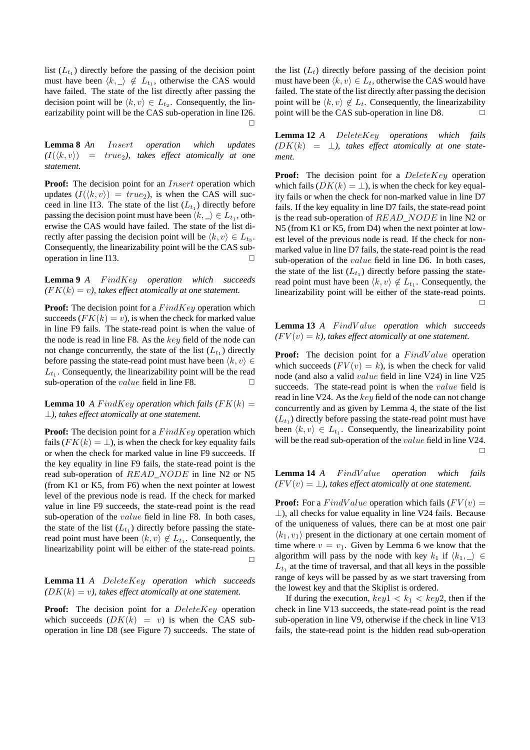list ($L_{t_1}$) directly before the passing of the decision point must have been $\langle k, \_\rangle \notin L_{t_1}$, otherwise the CAS would have failed. The state of the list directly after passing the decision point will be $\langle k, v\rangle \in L_{t_2}$. Consequently, the linearizability point will be the CAS sub-operation in line I26. □

**Lemma 8** *An $Insert$ operation which updates ($I(\langle k, v\rangle) = true_2$), takes effect atomically at one statement.*

**Proof:** The decision point for an $Insert$ operation which updates ($I(\langle k, v\rangle) = true_2$), is when the CAS will succeed in line I13. The state of the list ($L_{t_1}$) directly before passing the decision point must have been $\langle k, \_\rangle \in L_{t_1}$, otherwise the CAS would have failed. The state of the list directly after passing the decision point will be $\langle k, v\rangle \in L_{t_3}$. Consequently, the linearizability point will be the CAS sub-operation in line I13. □

**Lemma 9** *A $FindKey$ operation which succeeds ($FK(k) = v$), takes effect atomically at one statement.*

**Proof:** The decision point for a $FindKey$ operation which succeeds ($FK(k) = v$), is when the check for marked value in line F9 fails. The state-read point is when the value of the node is read in line F8. As the $key$ field of the node can not change concurrently, the state of the list ($L_{t_1}$) directly before passing the state-read point must have been $\langle k, v\rangle \in L_{t_1}$. Consequently, the linearizability point will be the read sub-operation of the $value$ field in line F8. □

**Lemma 10** *A $FindKey$ operation which fails ($FK(k) = \bot$), takes effect atomically at one statement.*

**Proof:** The decision point for a $FindKey$ operation which fails ($FK(k) = \bot$), is when the check for key equality fails or when the check for marked value in line F9 succeeds. If the key equality in line F9 fails, the state-read point is the read sub-operation of $READ\_NODE$ in line N2 or N5 (from K1 or K5, from F6) when the next pointer at lowest level of the previous node is read. If the check for marked value in line F9 succeeds, the state-read point is the read sub-operation of the $value$ field in line F8. In both cases, the state of the list ($L_{t_1}$) directly before passing the state-read point must have been $\langle k, v\rangle \notin L_{t_1}$. Consequently, the linearizability point will be either of the state-read points. □

**Lemma 11** *A $DeleteKey$ operation which succeeds ($DK(k) = v$), takes effect atomically at one statement.*

**Proof:** The decision point for a $DeleteKey$ operation which succeeds ($DK(k) = v$) is when the CAS sub-operation in line D8 (see Figure 7) succeeds. The state of the list ($L_t$) directly before passing of the decision point must have been $\langle k, v\rangle \in L_t$, otherwise the CAS would have failed. The state of the list directly after passing the decision point will be $\langle k, v\rangle \notin L_t$. Consequently, the linearizability point will be the CAS sub-operation in line D8. □

**Lemma 12** *A $DeleteKey$ operations which fails ($DK(k) = \bot$), takes effect atomically at one statement.*

**Proof:** The decision point for a $DeleteKey$ operation which fails ($DK(k) = \bot$), is when the check for key equality fails or when the check for non-marked value in line D7 fails. If the key equality in line D7 fails, the state-read point is the read sub-operation of $READ\_NODE$ in line N2 or N5 (from K1 or K5, from D4) when the next pointer at lowest level of the previous node is read. If the check for non-marked value in line D7 fails, the state-read point is the read sub-operation of the $value$ field in line D6. In both cases, the state of the list ($L_{t_1}$) directly before passing the state-read point must have been $\langle k, v\rangle \notin L_{t_1}$. Consequently, the linearizability point will be either of the state-read points. □

**Lemma 13** *A $FindValue$ operation which succeeds ($FV(v) = k$), takes effect atomically at one statement.*

**Proof:** The decision point for a $FindValue$ operation which succeeds ($FV(v) = k$), is when the check for valid node (and also a valid $value$ field in line V24) in line V25 succeeds. The state-read point is when the $value$ field is read in line V24. As the $key$ field of the node can not change concurrently and as given by Lemma 4, the state of the list ($L_{t_1}$) directly before passing the state-read point must have been $\langle k, v\rangle \in L_{t_1}$. Consequently, the linearizability point will be the read sub-operation of the $value$ field in line V24. □

**Lemma 14** *A $FindValue$ operation which fails ($FV(v) = \bot$), takes effect atomically at one statement.*

**Proof:** For a $FindValue$ operation which fails ($FV(v) = \bot$), all checks for value equality in line V24 fails. Because of the uniqueness of values, there can be at most one pair $\langle k_1, v_1\rangle$ present in the dictionary at one certain moment of time where $v = v_1$. Given by Lemma 6 we know that the algorithm will pass by the node with key $k_1$ if $\langle k_1, \_\rangle \in L_{t_1}$ at the time of traversal, and that all keys in the possible range of keys will be passed by as we start traversing from the lowest key and that the Skiplist is ordered.

If during the execution, $key1 < k_1 < key2$, then if the check in line V13 succeeds, the state-read point is the read sub-operation in line V9, otherwise if the check in line V13 fails, the state-read point is the hidden read sub-operation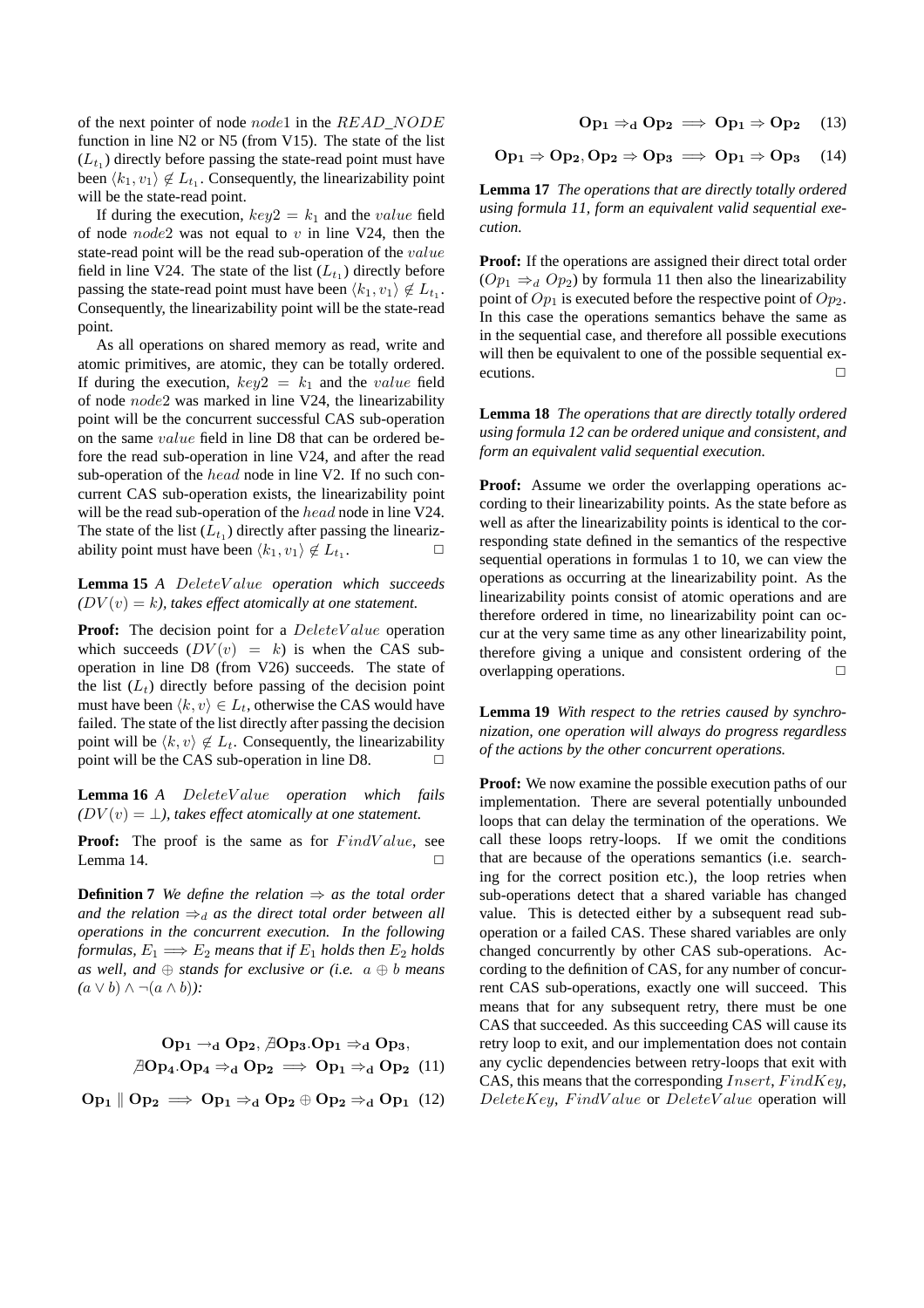of the next pointer of node $node1$ in the $READ\_NODE$ function in line N2 or N5 (from V15). The state of the list ($L_{t_1}$) directly before passing the state-read point must have been $\langle k_1, v_1\rangle \notin L_{t_1}$. Consequently, the linearizability point will be the state-read point.

If during the execution, $key2 = k_1$ and the $value$ field of node $node2$ was not equal to $v$ in line V24, then the state-read point will be the read sub-operation of the $value$ field in line V24. The state of the list ($L_{t_1}$) directly before passing the state-read point must have been $\langle k_1, v_1\rangle \notin L_{t_1}$. Consequently, the linearizability point will be the state-read point.

As all operations on shared memory as read, write and atomic primitives, are atomic, they can be totally ordered. If during the execution, $key2 = k_1$ and the $value$ field of node $node2$ was marked in line V24, the linearizability point will be the concurrent successful CAS sub-operation on the same $value$ field in line D8 that can be ordered before the read sub-operation in line V24, and after the read sub-operation of the $head$ node in line V2. If no such concurrent CAS sub-operation exists, the linearizability point will be the read sub-operation of the $head$ node in line V24. The state of the list ($L_{t_1}$) directly after passing the linearizability point must have been $\langle k_1, v_1\rangle \notin L_{t_1}$. □

**Lemma 15** *A $DeleteValue$ operation which succeeds ($DV(v) = k$), takes effect atomically at one statement.*

**Proof:** The decision point for a $DeleteValue$ operation which succeeds ($DV(v) = k$) is when the CAS sub-operation in line D8 (from V26) succeeds. The state of the list ($L_t$) directly before passing of the decision point must have been $\langle k, v\rangle \in L_t$, otherwise the CAS would have failed. The state of the list directly after passing the decision point will be $\langle k, v\rangle \notin L_t$. Consequently, the linearizability point will be the CAS sub-operation in line D8. □

**Lemma 16** *A $DeleteValue$ operation which fails ($DV(v) = \bot$), takes effect atomically at one statement.*

**Proof:** The proof is the same as for $FindValue$, see Lemma 14. □

**Definition 7** *We define the relation $\Rightarrow$ as the total order and the relation $\Rightarrow_d$ as the direct total order between all operations in the concurrent execution. In the following formulas, $E_1 \Longrightarrow E_2$ means that if $E_1$ holds then $E_2$ holds as well, and $\oplus$ stands for exclusive or (i.e. $a \oplus b$ means $(a \vee b) \wedge \neg(a \wedge b)$):*

$$\mathbf{Op_1 \rightarrow_d Op_2},\ \nexists \mathbf{Op_3}.\mathbf{Op_1 \Rightarrow_d Op_3},$$
$$\nexists \mathbf{Op_4}.\mathbf{Op_4 \Rightarrow_d Op_2} \implies \mathbf{Op_1 \Rightarrow_d Op_2} \quad (11)$$

$$\mathbf{Op_1 \parallel Op_2} \implies \mathbf{Op_1 \Rightarrow_d Op_2} \oplus \mathbf{Op_2 \Rightarrow_d Op_1} \quad (12)$$

$$\mathbf{Op_1 \Rightarrow_d Op_2} \implies \mathbf{Op_1 \Rightarrow Op_2} \quad (13)$$

$$\mathbf{Op_1 \Rightarrow Op_2}, \mathbf{Op_2 \Rightarrow Op_3} \implies \mathbf{Op_1 \Rightarrow Op_3} \quad (14)$$

**Lemma 17** *The operations that are directly totally ordered using formula 11, form an equivalent valid sequential execution.*

**Proof:** If the operations are assigned their direct total order ($Op_1 \Rightarrow_d Op_2$) by formula 11 then also the linearizability point of $Op_1$ is executed before the respective point of $Op_2$. In this case the operations semantics behave the same as in the sequential case, and therefore all possible executions will then be equivalent to one of the possible sequential executions. □

**Lemma 18** *The operations that are directly totally ordered using formula 12 can be ordered unique and consistent, and form an equivalent valid sequential execution.*

**Proof:** Assume we order the overlapping operations according to their linearizability points. As the state before as well as after the linearizability points is identical to the corresponding state defined in the semantics of the respective sequential operations in formulas 1 to 10, we can view the operations as occurring at the linearizability point. As the linearizability points consist of atomic operations and are therefore ordered in time, no linearizability point can occur at the very same time as any other linearizability point, therefore giving a unique and consistent ordering of the overlapping operations. □

**Lemma 19** *With respect to the retries caused by synchronization, one operation will always do progress regardless of the actions by the other concurrent operations.*

**Proof:** We now examine the possible execution paths of our implementation. There are several potentially unbounded loops that can delay the termination of the operations. We call these loops retry-loops. If we omit the conditions that are because of the operations semantics (i.e. searching for the correct position etc.), the loop retries when sub-operations detect that a shared variable has changed value. This is detected either by a subsequent read sub-operation or a failed CAS. These shared variables are only changed concurrently by other CAS sub-operations. According to the definition of CAS, for any number of concurrent CAS sub-operations, exactly one will succeed. This means that for any subsequent retry, there must be one CAS that succeeded. As this succeeding CAS will cause its retry loop to exit, and our implementation does not contain any cyclic dependencies between retry-loops that exit with CAS, this means that the corresponding $Insert$, $FindKey$, $DeleteKey$, $FindValue$ or $DeleteValue$ operation will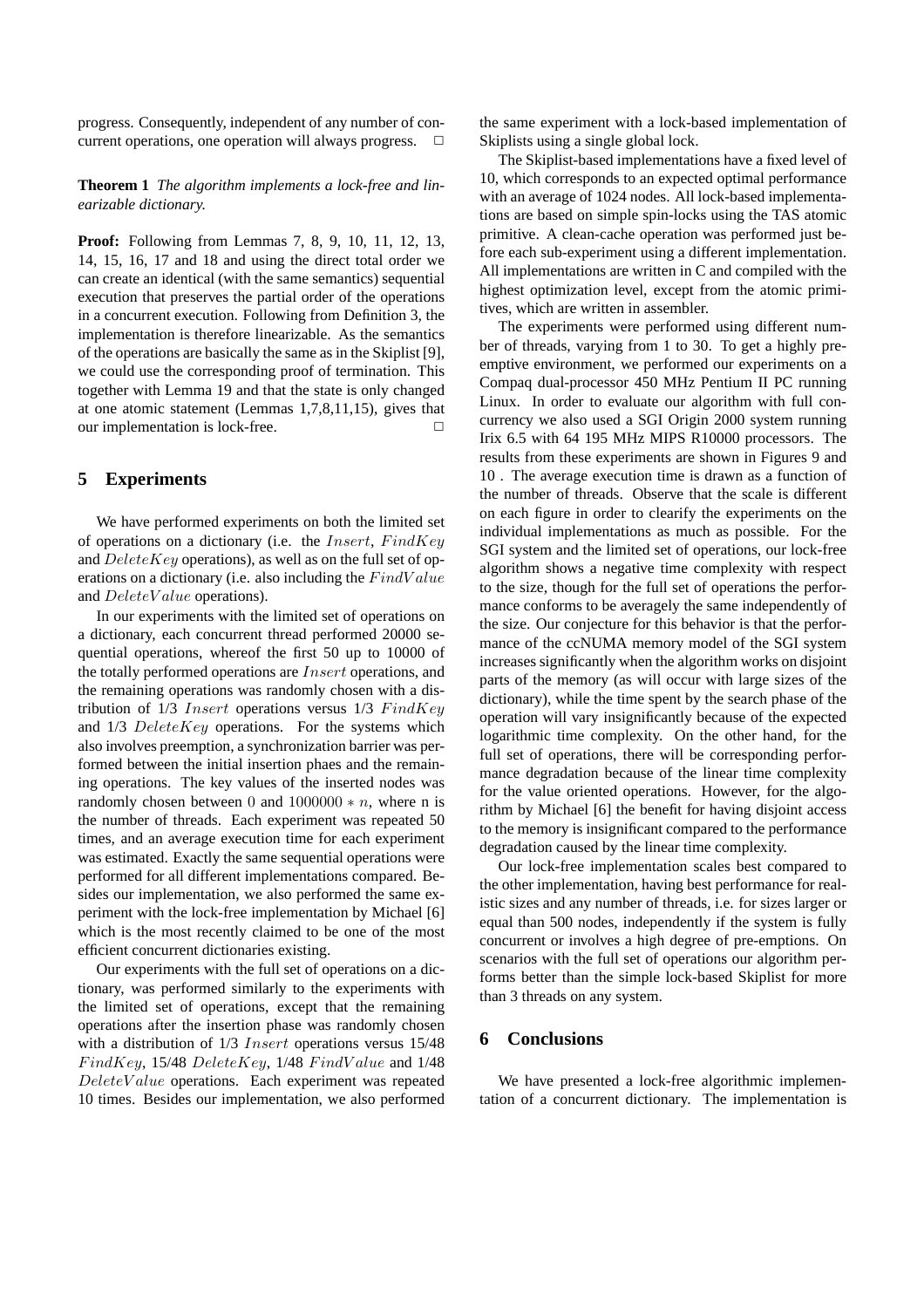progress. Consequently, independent of any number of concurrent operations, one operation will always progress. □

**Theorem 1** *The algorithm implements a lock-free and linearizable dictionary.*

**Proof:** Following from Lemmas 7, 8, 9, 10, 11, 12, 13, 14, 15, 16, 17 and 18 and using the direct total order we can create an identical (with the same semantics) sequential execution that preserves the partial order of the operations in a concurrent execution. Following from Definition 3, the implementation is therefore linearizable. As the semantics of the operations are basically the same as in the Skiplist [9], we could use the corresponding proof of termination. This together with Lemma 19 and that the state is only changed at one atomic statement (Lemmas 1,7,8,11,15), gives that our implementation is lock-free. □

## 5 Experiments

We have performed experiments on both the limited set of operations on a dictionary (i.e. the $Insert$, $FindKey$ and $DeleteKey$ operations), as well as on the full set of operations on a dictionary (i.e. also including the $FindValue$ and $DeleteValue$ operations).

In our experiments with the limited set of operations on a dictionary, each concurrent thread performed 20000 sequential operations, whereof the first 50 up to 10000 of the totally performed operations are $Insert$ operations, and the remaining operations was randomly chosen with a distribution of 1/3 $Insert$ operations versus 1/3 $FindKey$ and 1/3 $DeleteKey$ operations. For the systems which also involves preemption, a synchronization barrier was performed between the initial insertion phaes and the remaining operations. The key values of the inserted nodes was randomly chosen between $0$ and $1000000 * n$, where n is the number of threads. Each experiment was repeated 50 times, and an average execution time for each experiment was estimated. Exactly the same sequential operations were performed for all different implementations compared. Besides our implementation, we also performed the same experiment with the lock-free implementation by Michael [6] which is the most recently claimed to be one of the most efficient concurrent dictionaries existing.

Our experiments with the full set of operations on a dictionary, was performed similarly to the experiments with the limited set of operations, except that the remaining operations after the insertion phase was randomly chosen with a distribution of 1/3 $Insert$ operations versus 15/48 $FindKey$, 15/48 $DeleteKey$, 1/48 $FindValue$ and 1/48 $DeleteValue$ operations. Each experiment was repeated 10 times. Besides our implementation, we also performed the same experiment with a lock-based implementation of Skiplists using a single global lock.

The Skiplist-based implementations have a fixed level of 10, which corresponds to an expected optimal performance with an average of 1024 nodes. All lock-based implementations are based on simple spin-locks using the TAS atomic primitive. A clean-cache operation was performed just before each sub-experiment using a different implementation. All implementations are written in C and compiled with the highest optimization level, except from the atomic primitives, which are written in assembler.

The experiments were performed using different number of threads, varying from 1 to 30. To get a highly preemptive environment, we performed our experiments on a Compaq dual-processor 450 MHz Pentium II PC running Linux. In order to evaluate our algorithm with full concurrency we also used a SGI Origin 2000 system running Irix 6.5 with 64 195 MHz MIPS R10000 processors. The results from these experiments are shown in Figures 9 and 10 . The average execution time is drawn as a function of the number of threads. Observe that the scale is different on each figure in order to clearify the experiments on the individual implementations as much as possible. For the SGI system and the limited set of operations, our lock-free algorithm shows a negative time complexity with respect to the size, though for the full set of operations the performance conforms to be averagely the same independently of the size. Our conjecture for this behavior is that the performance of the ccNUMA memory model of the SGI system increases significantly when the algorithm works on disjoint parts of the memory (as will occur with large sizes of the dictionary), while the time spent by the search phase of the operation will vary insignificantly because of the expected logarithmic time complexity. On the other hand, for the full set of operations, there will be corresponding performance degradation because of the linear time complexity for the value oriented operations. However, for the algorithm by Michael [6] the benefit for having disjoint access to the memory is insignificant compared to the performance degradation caused by the linear time complexity.

Our lock-free implementation scales best compared to the other implementation, having best performance for realistic sizes and any number of threads, i.e. for sizes larger or equal than 500 nodes, independently if the system is fully concurrent or involves a high degree of pre-emptions. On scenarios with the full set of operations our algorithm performs better than the simple lock-based Skiplist for more than 3 threads on any system.

## 6 Conclusions

We have presented a lock-free algorithmic implementation of a concurrent dictionary. The implementation is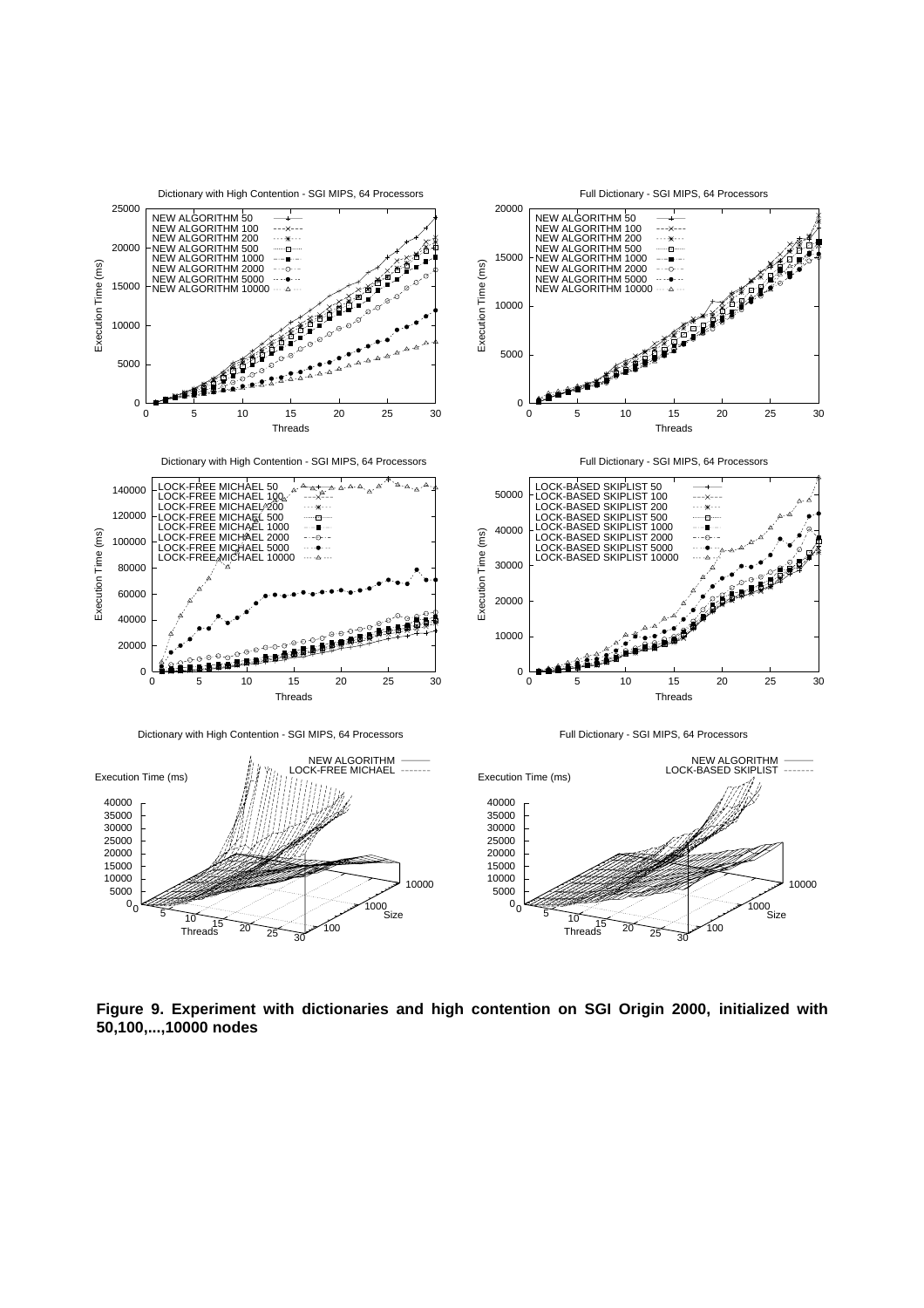**Figure 9. Experiment with dictionaries and high contention on SGI Origin 2000, initialized with 50,100,...,10000 nodes**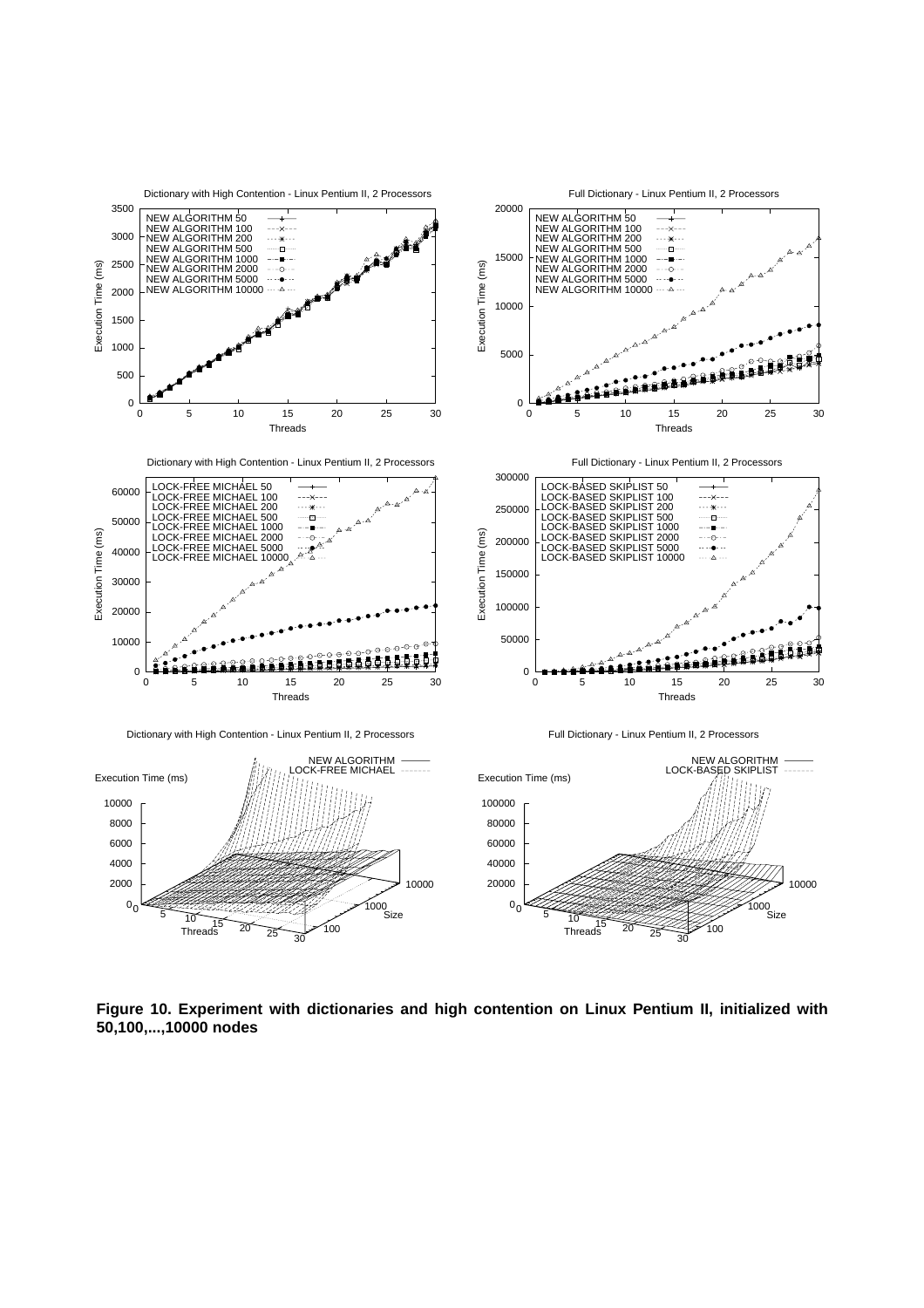**Figure 10. Experiment with dictionaries and high contention on Linux Pentium II, initialized with 50,100,...,10000 nodes**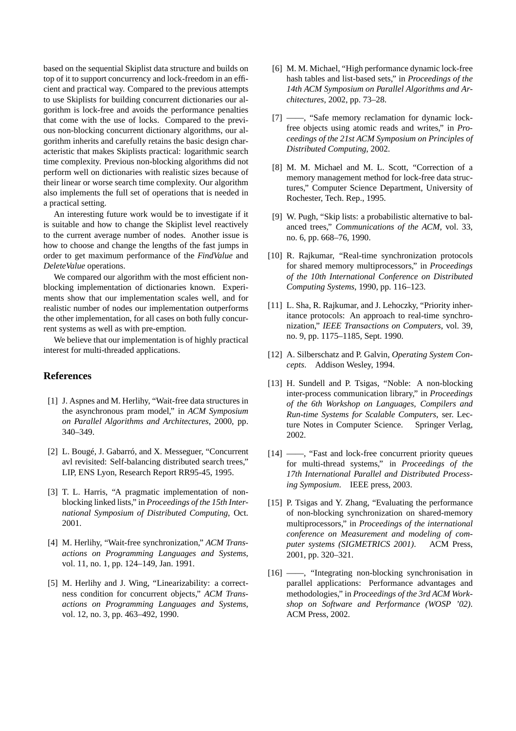based on the sequential Skiplist data structure and builds on top of it to support concurrency and lock-freedom in an efficient and practical way. Compared to the previous attempts to use Skiplists for building concurrent dictionaries our algorithm is lock-free and avoids the performance penalties that come with the use of locks. Compared to the previous non-blocking concurrent dictionary algorithms, our algorithm inherits and carefully retains the basic design characteristic that makes Skiplists practical: logarithmic search time complexity. Previous non-blocking algorithms did not perform well on dictionaries with realistic sizes because of their linear or worse search time complexity. Our algorithm also implements the full set of operations that is needed in a practical setting.

An interesting future work would be to investigate if it is suitable and how to change the Skiplist level reactively to the current average number of nodes. Another issue is how to choose and change the lengths of the fast jumps in order to get maximum performance of the *FindValue* and *DeleteValue* operations.

We compared our algorithm with the most efficient non-blocking implementation of dictionaries known. Experiments show that our implementation scales well, and for realistic number of nodes our implementation outperforms the other implementation, for all cases on both fully concurrent systems as well as with pre-emption.

We believe that our implementation is of highly practical interest for multi-threaded applications.

## References

[1] J. Aspnes and M. Herlihy, "Wait-free data structures in the asynchronous pram model," in *ACM Symposium on Parallel Algorithms and Architectures*, 2000, pp. 340–349.

[2] L. Bougé, J. Gabarró, and X. Messeguer, "Concurrent avl revisited: Self-balancing distributed search trees," LIP, ENS Lyon, Research Report RR95-45, 1995.

[3] T. L. Harris, "A pragmatic implementation of non-blocking linked lists," in *Proceedings of the 15th International Symposium of Distributed Computing*, Oct. 2001.

[4] M. Herlihy, "Wait-free synchronization," *ACM Transactions on Programming Languages and Systems*, vol. 11, no. 1, pp. 124–149, Jan. 1991.

[5] M. Herlihy and J. Wing, "Linearizability: a correctness condition for concurrent objects," *ACM Transactions on Programming Languages and Systems*, vol. 12, no. 3, pp. 463–492, 1990.

[6] M. M. Michael, "High performance dynamic lock-free hash tables and list-based sets," in *Proceedings of the 14th ACM Symposium on Parallel Algorithms and Architectures*, 2002, pp. 73–28.

[7] ——, "Safe memory reclamation for dynamic lock-free objects using atomic reads and writes," in *Proceedings of the 21st ACM Symposium on Principles of Distributed Computing*, 2002.

[8] M. M. Michael and M. L. Scott, "Correction of a memory management method for lock-free data structures," Computer Science Department, University of Rochester, Tech. Rep., 1995.

[9] W. Pugh, "Skip lists: a probabilistic alternative to balanced trees," *Communications of the ACM*, vol. 33, no. 6, pp. 668–76, 1990.

[10] R. Rajkumar, "Real-time synchronization protocols for shared memory multiprocessors," in *Proceedings of the 10th International Conference on Distributed Computing Systems*, 1990, pp. 116–123.

[11] L. Sha, R. Rajkumar, and J. Lehoczky, "Priority inheritance protocols: An approach to real-time synchronization," *IEEE Transactions on Computers*, vol. 39, no. 9, pp. 1175–1185, Sept. 1990.

[12] A. Silberschatz and P. Galvin, *Operating System Concepts*. Addison Wesley, 1994.

[13] H. Sundell and P. Tsigas, "Noble: A non-blocking inter-process communication library," in *Proceedings of the 6th Workshop on Languages, Compilers and Run-time Systems for Scalable Computers*, ser. Lecture Notes in Computer Science. Springer Verlag, 2002.

[14] ——, "Fast and lock-free concurrent priority queues for multi-thread systems," in *Proceedings of the 17th International Parallel and Distributed Processing Symposium*. IEEE press, 2003.

[15] P. Tsigas and Y. Zhang, "Evaluating the performance of non-blocking synchronization on shared-memory multiprocessors," in *Proceedings of the international conference on Measurement and modeling of computer systems (SIGMETRICS 2001)*. ACM Press, 2001, pp. 320–321.

[16] ——, "Integrating non-blocking synchronisation in parallel applications: Performance advantages and methodologies," in *Proceedings of the 3rd ACM Workshop on Software and Performance (WOSP '02)*. ACM Press, 2002.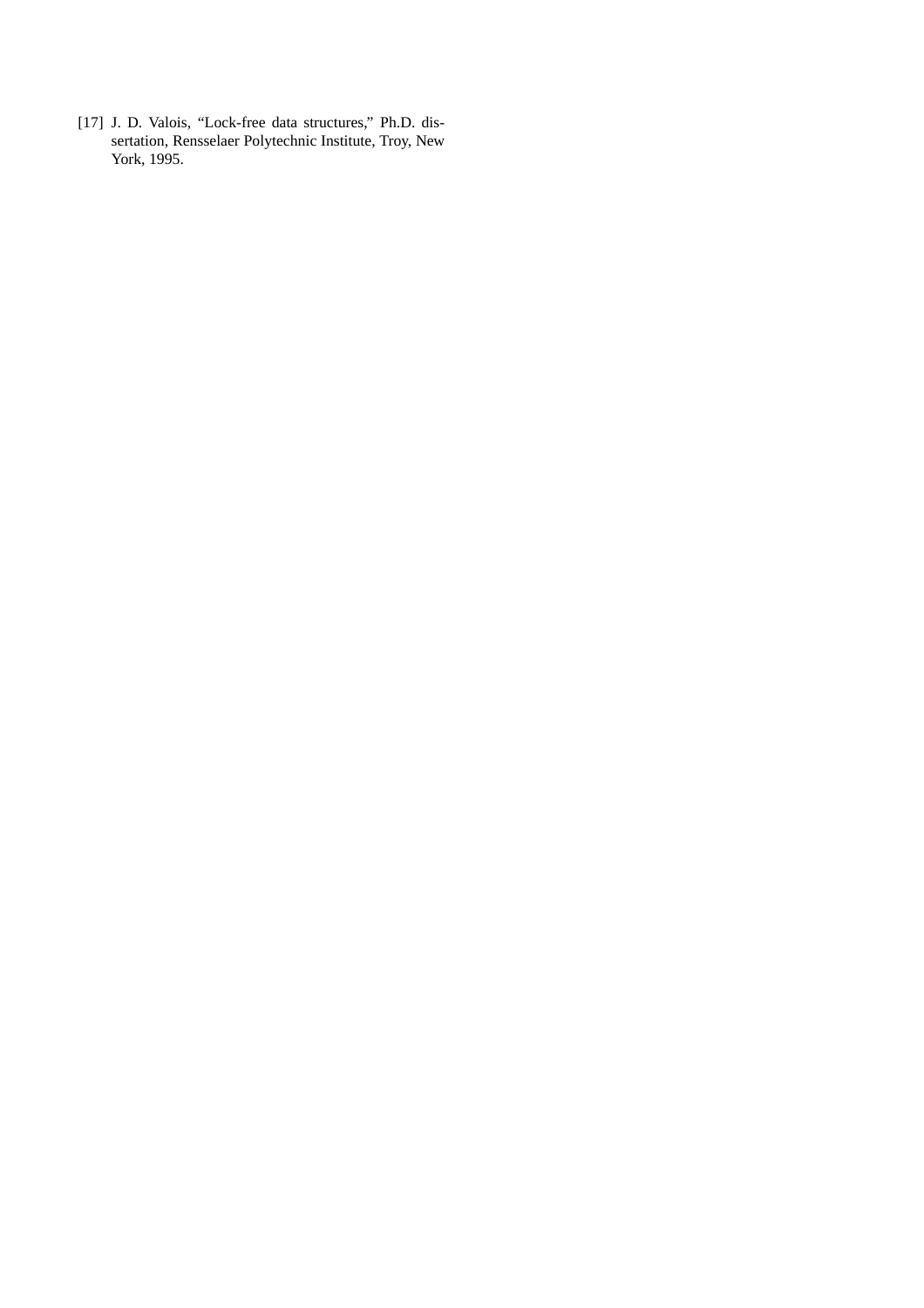[17] J. D. Valois, “Lock-free data structures,” Ph.D. dissertation, Rensselaer Polytechnic Institute, Troy, New York, 1995.